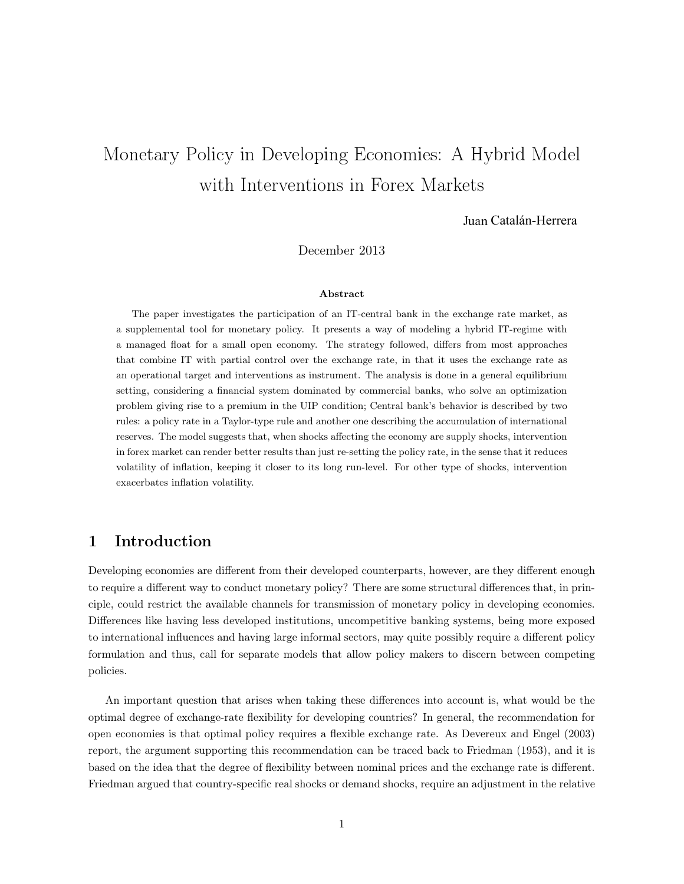# Monetary Policy in Developing Economies: A Hybrid Model with Interventions in Forex Markets

Juan Catalán-Herrera

December 2013

**Abstract**

The paper investigates the participation of an IT-central bank in the exchange rate market, as a supplemental tool for monetary policy. It presents a way of modeling a hybrid IT-regime with a managed float for a small open economy. The strategy followed, differs from most approaches that combine IT with partial control over the exchange rate, in that it uses the exchange rate as an operational target and interventions as instrument. The analysis is done in a general equilibrium setting, considering a financial system dominated by commercial banks, who solve an optimization problem giving rise to a premium in the UIP condition; Central bank's behavior is described by two rules: a policy rate in a Taylor-type rule and another one describing the accumulation of international reserves. The model suggests that, when shocks affecting the economy are supply shocks, intervention in forex market can render better results than just re-setting the policy rate, in the sense that it reduces volatility of inflation, keeping it closer to its long run-level. For other type of shocks, intervention exacerbates inflation volatility.

## 1 Introduction

Developing economies are different from their developed counterparts, however, are they different enough to require a different way to conduct monetary policy? There are some structural differences that, in principle, could restrict the available channels for transmission of monetary policy in developing economies. Differences like having less developed institutions, uncompetitive banking systems, being more exposed to international influences and having large informal sectors, may quite possibly require a different policy formulation and thus, call for separate models that allow policy makers to discern between competing policies.

An important question that arises when taking these differences into account is, what would be the optimal degree of exchange-rate flexibility for developing countries? In general, the recommendation for open economies is that optimal policy requires a flexible exchange rate. As Devereux and Engel (2003) report, the argument supporting this recommendation can be traced back to Friedman (1953), and it is based on the idea that the degree of flexibility between nominal prices and the exchange rate is different. Friedman argued that country-specific real shocks or demand shocks, require an adjustment in the relative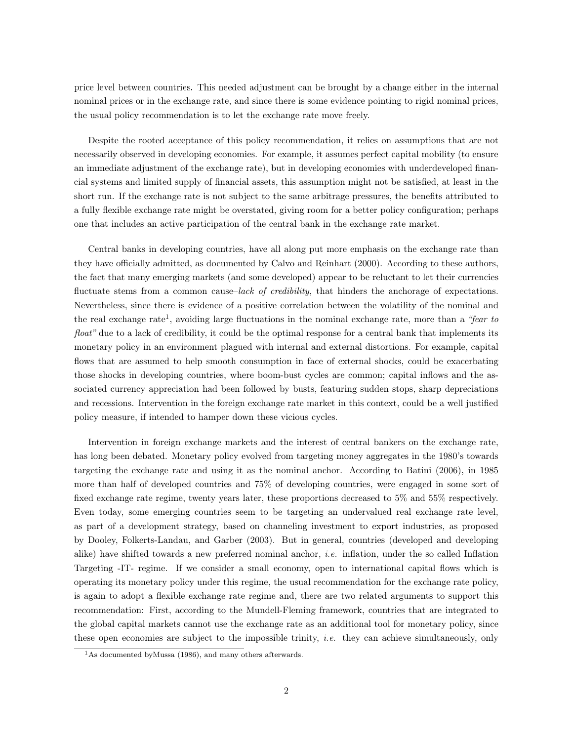price level between countries. This needed adjustment can be brought by a change either in the internal nominal prices or in the exchange rate, and since there is some evidence pointing to rigid nominal prices, the usual policy recommendation is to let the exchange rate move freely.

Despite the rooted acceptance of this policy recommendation, it relies on assumptions that are not necessarily observed in developing economies. For example, it assumes perfect capital mobility (to ensure an immediate adjustment of the exchange rate), but in developing economies with underdeveloped financial systems and limited supply of financial assets, this assumption might not be satisfied, at least in the short run. If the exchange rate is not subject to the same arbitrage pressures, the benefits attributed to a fully flexible exchange rate might be overstated, giving room for a better policy configuration; perhaps one that includes an active participation of the central bank in the exchange rate market.

Central banks in developing countries, have all along put more emphasis on the exchange rate than they have officially admitted, as documented by Calvo and Reinhart (2000). According to these authors, the fact that many emerging markets (and some developed) appear to be reluctant to let their currencies fluctuate stems from a common cause–*lack of credibility*, that hinders the anchorage of expectations. Nevertheless, since there is evidence of a positive correlation between the volatility of the nominal and the real exchange rate[1], avoiding large fluctuations in the nominal exchange rate, more than a *"fear to float"* due to a lack of credibility, it could be the optimal response for a central bank that implements its monetary policy in an environment plagued with internal and external distortions. For example, capital flows that are assumed to help smooth consumption in face of external shocks, could be exacerbating those shocks in developing countries, where boom-bust cycles are common; capital inflows and the associated currency appreciation had been followed by busts, featuring sudden stops, sharp depreciations and recessions. Intervention in the foreign exchange rate market in this context, could be a well justified policy measure, if intended to hamper down these vicious cycles.

Intervention in foreign exchange markets and the interest of central bankers on the exchange rate, has long been debated. Monetary policy evolved from targeting money aggregates in the 1980's towards targeting the exchange rate and using it as the nominal anchor. According to Batini (2006), in 1985 more than half of developed countries and 75% of developing countries, were engaged in some sort of fixed exchange rate regime, twenty years later, these proportions decreased to 5% and 55% respectively. Even today, some emerging countries seem to be targeting an undervalued real exchange rate level, as part of a development strategy, based on channeling investment to export industries, as proposed by Dooley, Folkerts-Landau, and Garber (2003). But in general, countries (developed and developing alike) have shifted towards a new preferred nominal anchor, *i.e.* inflation, under the so called Inflation Targeting -IT- regime. If we consider a small economy, open to international capital flows which is operating its monetary policy under this regime, the usual recommendation for the exchange rate policy, is again to adopt a flexible exchange rate regime and, there are two related arguments to support this recommendation: First, according to the Mundell-Fleming framework, countries that are integrated to the global capital markets cannot use the exchange rate as an additional tool for monetary policy, since these open economies are subject to the impossible trinity, *i.e.* they can achieve simultaneously, only

[1] As documented byMussa (1986), and many others afterwards.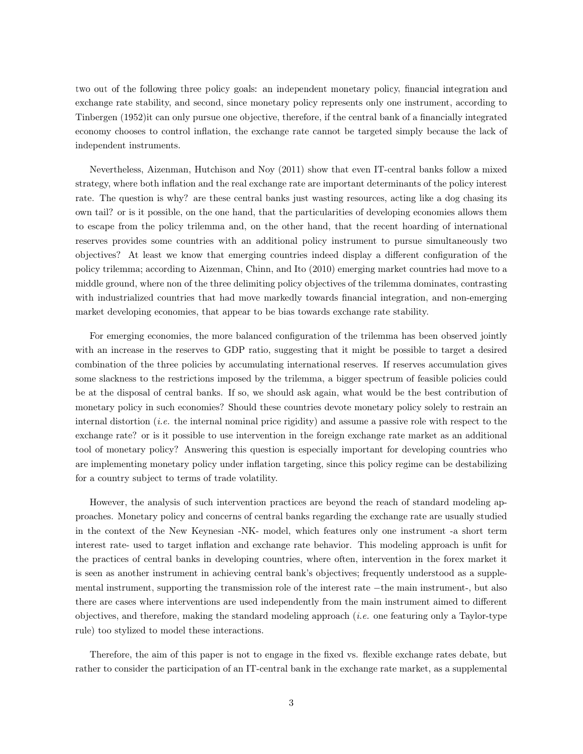two out of the following three policy goals: an independent monetary policy, financial integration and exchange rate stability, and second, since monetary policy represents only one instrument, according to Tinbergen (1952)it can only pursue one objective, therefore, if the central bank of a financially integrated economy chooses to control inflation, the exchange rate cannot be targeted simply because the lack of independent instruments.

Nevertheless, Aizenman, Hutchison and Noy (2011) show that even IT-central banks follow a mixed strategy, where both inflation and the real exchange rate are important determinants of the policy interest rate. The question is why? are these central banks just wasting resources, acting like a dog chasing its own tail? or is it possible, on the one hand, that the particularities of developing economies allows them to escape from the policy trilemma and, on the other hand, that the recent hoarding of international reserves provides some countries with an additional policy instrument to pursue simultaneously two objectives? At least we know that emerging countries indeed display a different configuration of the policy trilemma; according to Aizenman, Chinn, and Ito (2010) emerging market countries had move to a middle ground, where non of the three delimiting policy objectives of the trilemma dominates, contrasting with industrialized countries that had move markedly towards financial integration, and non-emerging market developing economies, that appear to be bias towards exchange rate stability.

For emerging economies, the more balanced configuration of the trilemma has been observed jointly with an increase in the reserves to GDP ratio, suggesting that it might be possible to target a desired combination of the three policies by accumulating international reserves. If reserves accumulation gives some slackness to the restrictions imposed by the trilemma, a bigger spectrum of feasible policies could be at the disposal of central banks. If so, we should ask again, what would be the best contribution of monetary policy in such economies? Should these countries devote monetary policy solely to restrain an internal distortion (*i.e.* the internal nominal price rigidity) and assume a passive role with respect to the exchange rate? or is it possible to use intervention in the foreign exchange rate market as an additional tool of monetary policy? Answering this question is especially important for developing countries who are implementing monetary policy under inflation targeting, since this policy regime can be destabilizing for a country subject to terms of trade volatility.

However, the analysis of such intervention practices are beyond the reach of standard modeling approaches. Monetary policy and concerns of central banks regarding the exchange rate are usually studied in the context of the New Keynesian -NK- model, which features only one instrument -a short term interest rate- used to target inflation and exchange rate behavior. This modeling approach is unfit for the practices of central banks in developing countries, where often, intervention in the forex market it is seen as another instrument in achieving central bank's objectives; frequently understood as a supplemental instrument, supporting the transmission role of the interest rate −the main instrument-, but also there are cases where interventions are used independently from the main instrument aimed to different objectives, and therefore, making the standard modeling approach (*i.e.* one featuring only a Taylor-type rule) too stylized to model these interactions.

Therefore, the aim of this paper is not to engage in the fixed vs. flexible exchange rates debate, but rather to consider the participation of an IT-central bank in the exchange rate market, as a supplemental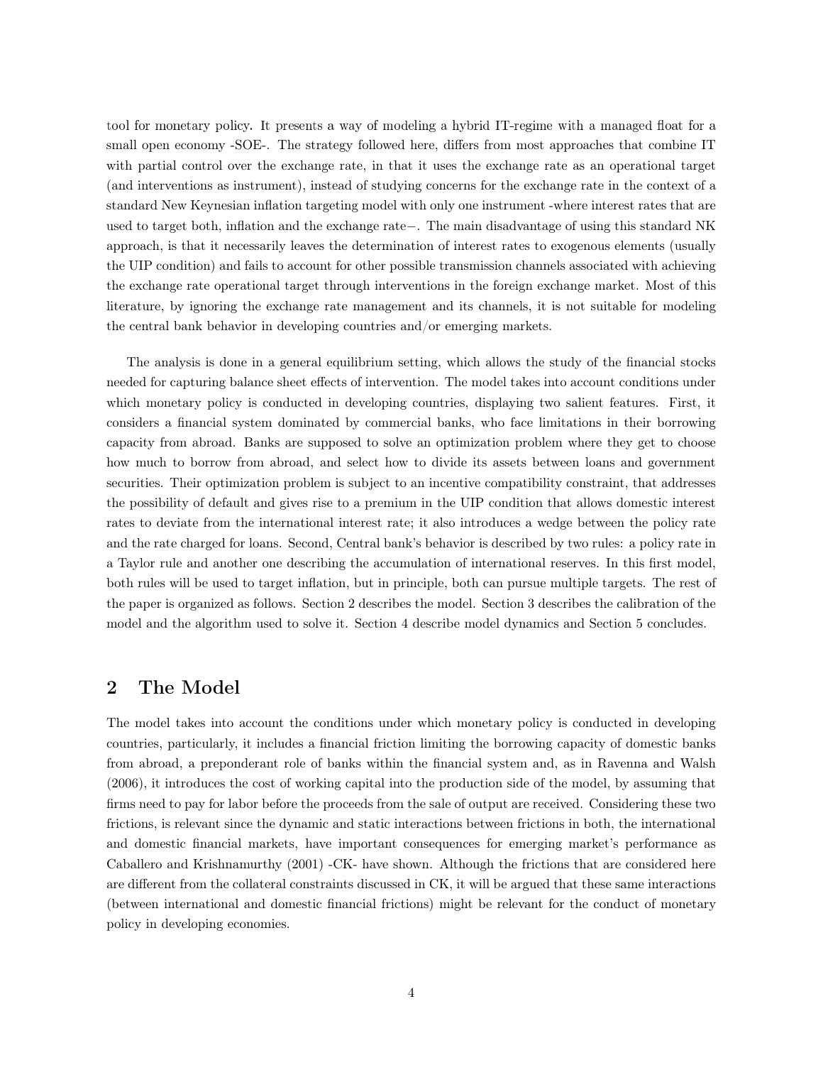tool for monetary policy. It presents a way of modeling a hybrid IT-regime with a managed float for a small open economy -SOE-. The strategy followed here, differs from most approaches that combine IT with partial control over the exchange rate, in that it uses the exchange rate as an operational target (and interventions as instrument), instead of studying concerns for the exchange rate in the context of a standard New Keynesian inflation targeting model with only one instrument -where interest rates that are used to target both, inflation and the exchange rate−. The main disadvantage of using this standard NK approach, is that it necessarily leaves the determination of interest rates to exogenous elements (usually the UIP condition) and fails to account for other possible transmission channels associated with achieving the exchange rate operational target through interventions in the foreign exchange market. Most of this literature, by ignoring the exchange rate management and its channels, it is not suitable for modeling the central bank behavior in developing countries and/or emerging markets.

The analysis is done in a general equilibrium setting, which allows the study of the financial stocks needed for capturing balance sheet effects of intervention. The model takes into account conditions under which monetary policy is conducted in developing countries, displaying two salient features. First, it considers a financial system dominated by commercial banks, who face limitations in their borrowing capacity from abroad. Banks are supposed to solve an optimization problem where they get to choose how much to borrow from abroad, and select how to divide its assets between loans and government securities. Their optimization problem is subject to an incentive compatibility constraint, that addresses the possibility of default and gives rise to a premium in the UIP condition that allows domestic interest rates to deviate from the international interest rate; it also introduces a wedge between the policy rate and the rate charged for loans. Second, Central bank's behavior is described by two rules: a policy rate in a Taylor rule and another one describing the accumulation of international reserves. In this first model, both rules will be used to target inflation, but in principle, both can pursue multiple targets. The rest of the paper is organized as follows. Section 2 describes the model. Section 3 describes the calibration of the model and the algorithm used to solve it. Section 4 describe model dynamics and Section 5 concludes.

## 2 The Model

The model takes into account the conditions under which monetary policy is conducted in developing countries, particularly, it includes a financial friction limiting the borrowing capacity of domestic banks from abroad, a preponderant role of banks within the financial system and, as in Ravenna and Walsh (2006), it introduces the cost of working capital into the production side of the model, by assuming that firms need to pay for labor before the proceeds from the sale of output are received. Considering these two frictions, is relevant since the dynamic and static interactions between frictions in both, the international and domestic financial markets, have important consequences for emerging market's performance as Caballero and Krishnamurthy (2001) -CK- have shown. Although the frictions that are considered here are different from the collateral constraints discussed in CK, it will be argued that these same interactions (between international and domestic financial frictions) might be relevant for the conduct of monetary policy in developing economies.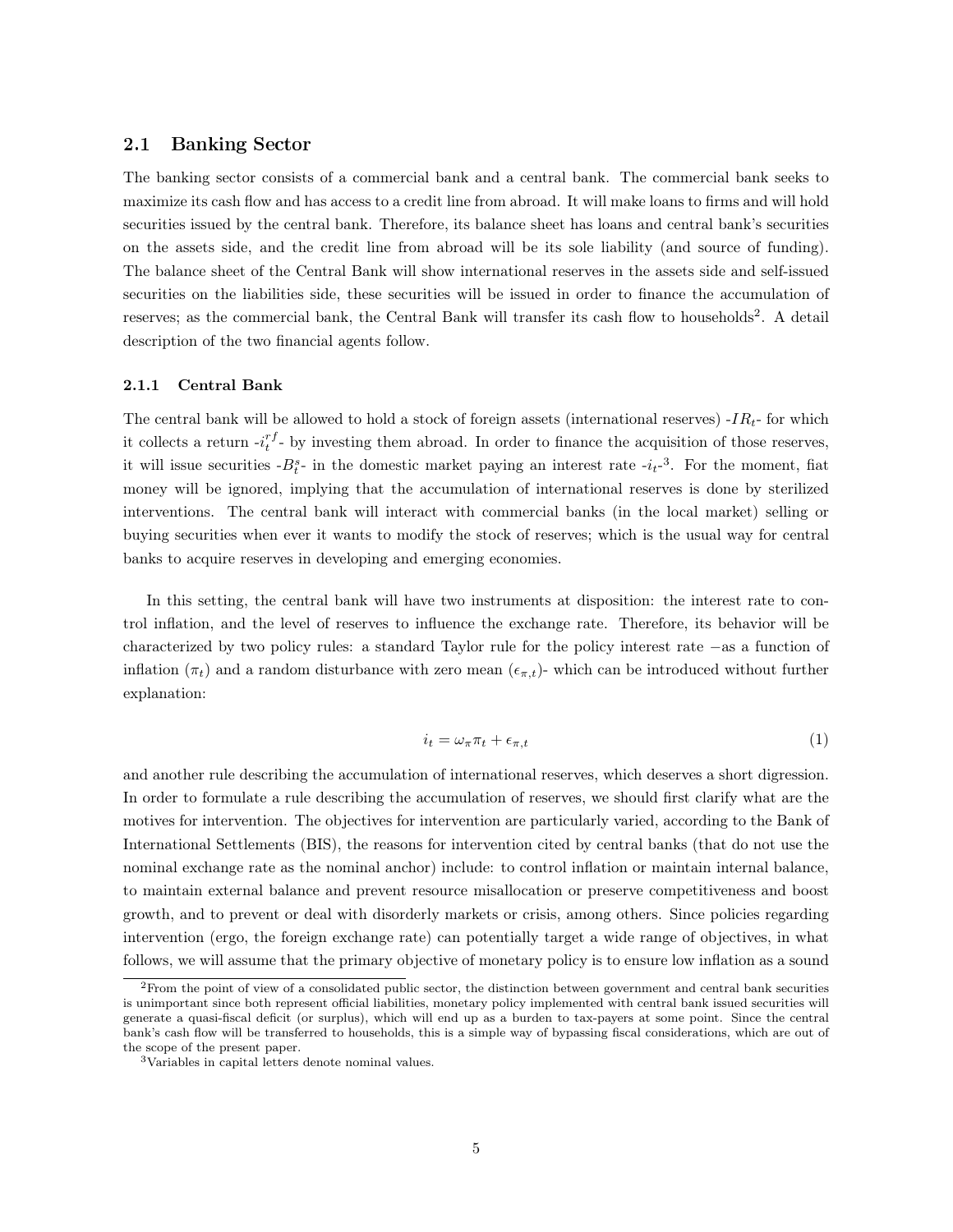## 2.1 Banking Sector

The banking sector consists of a commercial bank and a central bank. The commercial bank seeks to maximize its cash flow and has access to a credit line from abroad. It will make loans to firms and will hold securities issued by the central bank. Therefore, its balance sheet has loans and central bank's securities on the assets side, and the credit line from abroad will be its sole liability (and source of funding). The balance sheet of the Central Bank will show international reserves in the assets side and self-issued securities on the liabilities side, these securities will be issued in order to finance the accumulation of reserves; as the commercial bank, the Central Bank will transfer its cash flow to households[2]. A detail description of the two financial agents follow.

### 2.1.1 Central Bank

The central bank will be allowed to hold a stock of foreign assets (international reserves) -$IR_t$- for which it collects a return -$i_t^{rf}$- by investing them abroad. In order to finance the acquisition of those reserves, it will issue securities -$B_t^s$- in the domestic market paying an interest rate -$i_t$-[3]. For the moment, fiat money will be ignored, implying that the accumulation of international reserves is done by sterilized interventions. The central bank will interact with commercial banks (in the local market) selling or buying securities when ever it wants to modify the stock of reserves; which is the usual way for central banks to acquire reserves in developing and emerging economies.

In this setting, the central bank will have two instruments at disposition: the interest rate to control inflation, and the level of reserves to influence the exchange rate. Therefore, its behavior will be characterized by two policy rules: a standard Taylor rule for the policy interest rate −as a function of inflation ($\pi_t$) and a random disturbance with zero mean ($\epsilon_{\pi,t}$)- which can be introduced without further explanation:

$$i_t = \omega_\pi \pi_t + \epsilon_{\pi,t} \tag{1}$$

and another rule describing the accumulation of international reserves, which deserves a short digression. In order to formulate a rule describing the accumulation of reserves, we should first clarify what are the motives for intervention. The objectives for intervention are particularly varied, according to the Bank of International Settlements (BIS), the reasons for intervention cited by central banks (that do not use the nominal exchange rate as the nominal anchor) include: to control inflation or maintain internal balance, to maintain external balance and prevent resource misallocation or preserve competitiveness and boost growth, and to prevent or deal with disorderly markets or crisis, among others. Since policies regarding intervention (ergo, the foreign exchange rate) can potentially target a wide range of objectives, in what follows, we will assume that the primary objective of monetary policy is to ensure low inflation as a sound

[2]From the point of view of a consolidated public sector, the distinction between government and central bank securities is unimportant since both represent official liabilities, monetary policy implemented with central bank issued securities will generate a quasi-fiscal deficit (or surplus), which will end up as a burden to tax-payers at some point. Since the central bank's cash flow will be transferred to households, this is a simple way of bypassing fiscal considerations, which are out of the scope of the present paper.

[3]Variables in capital letters denote nominal values.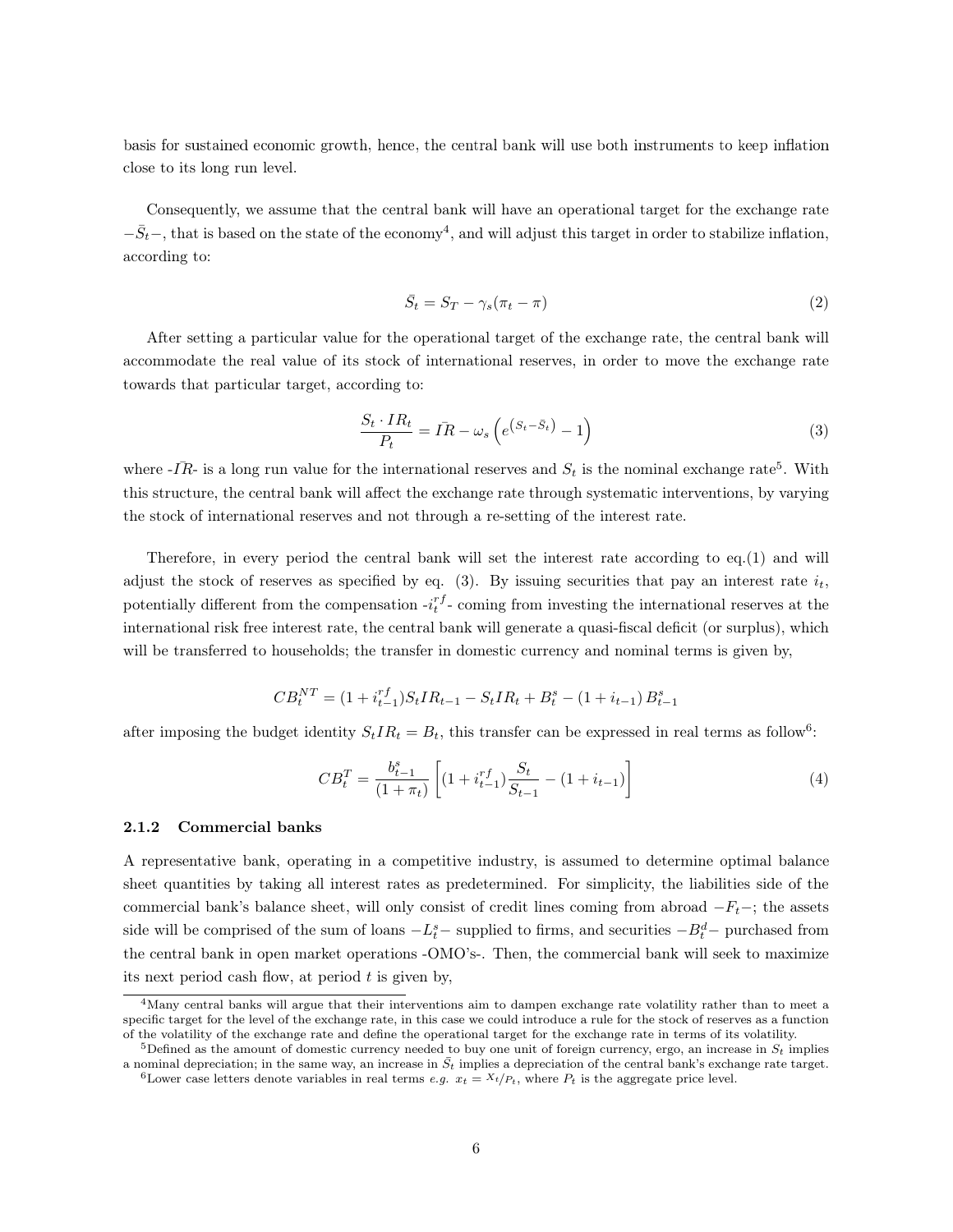basis for sustained economic growth, hence, the central bank will use both instruments to keep inflation close to its long run level.

Consequently, we assume that the central bank will have an operational target for the exchange rate $-\bar{S}_t-$, that is based on the state of the economy[4], and will adjust this target in order to stabilize inflation, according to:

$$\bar{S}_t = S_T - \gamma_s(\pi_t - \pi) \tag{2}$$

After setting a particular value for the operational target of the exchange rate, the central bank will accommodate the real value of its stock of international reserves, in order to move the exchange rate towards that particular target, according to:

$$\frac{S_t \cdot IR_t}{P_t} = \bar{IR} - \omega_s \left( e^{\left(S_t - \bar{S}_t\right)} - 1 \right) \tag{3}$$

where -$\bar{IR}$- is a long run value for the international reserves and $S_t$ is the nominal exchange rate[5]. With this structure, the central bank will affect the exchange rate through systematic interventions, by varying the stock of international reserves and not through a re-setting of the interest rate.

Therefore, in every period the central bank will set the interest rate according to eq.(1) and will adjust the stock of reserves as specified by eq. (3). By issuing securities that pay an interest rate $i_t$, potentially different from the compensation -$i_t^{rf}$- coming from investing the international reserves at the international risk free interest rate, the central bank will generate a quasi-fiscal deficit (or surplus), which will be transferred to households; the transfer in domestic currency and nominal terms is given by,

$$CB_t^{NT} = (1 + i_{t-1}^{rf}) S_t IR_{t-1} - S_t IR_t + B_t^s - (1 + i_{t-1}) B_{t-1}^s$$

after imposing the budget identity $S_t IR_t = B_t$, this transfer can be expressed in real terms as follow[6]:

$$CB_t^T = \frac{b_{t-1}^s}{(1 + \pi_t)} \left[ (1 + i_{t-1}^{rf}) \frac{S_t}{S_{t-1}} - (1 + i_{t-1}) \right] \tag{4}$$

### 2.1.2 Commercial banks

A representative bank, operating in a competitive industry, is assumed to determine optimal balance sheet quantities by taking all interest rates as predetermined. For simplicity, the liabilities side of the commercial bank's balance sheet, will only consist of credit lines coming from abroad $-F_t-$; the assets side will be comprised of the sum of loans $-L_t^s-$ supplied to firms, and securities $-B_t^d-$ purchased from the central bank in open market operations -OMO's-. Then, the commercial bank will seek to maximize its next period cash flow, at period $t$ is given by,

[4] Many central banks will argue that their interventions aim to dampen exchange rate volatility rather than to meet a specific target for the level of the exchange rate, in this case we could introduce a rule for the stock of reserves as a function of the volatility of the exchange rate and define the operational target for the exchange rate in terms of its volatility.

[5] Defined as the amount of domestic currency needed to buy one unit of foreign currency, ergo, an increase in $S_t$ implies a nominal depreciation; in the same way, an increase in $\bar{S}_t$ implies a depreciation of the central bank's exchange rate target.

[6] Lower case letters denote variables in real terms *e.g.* $x_t = X_t/P_t$, where $P_t$ is the aggregate price level.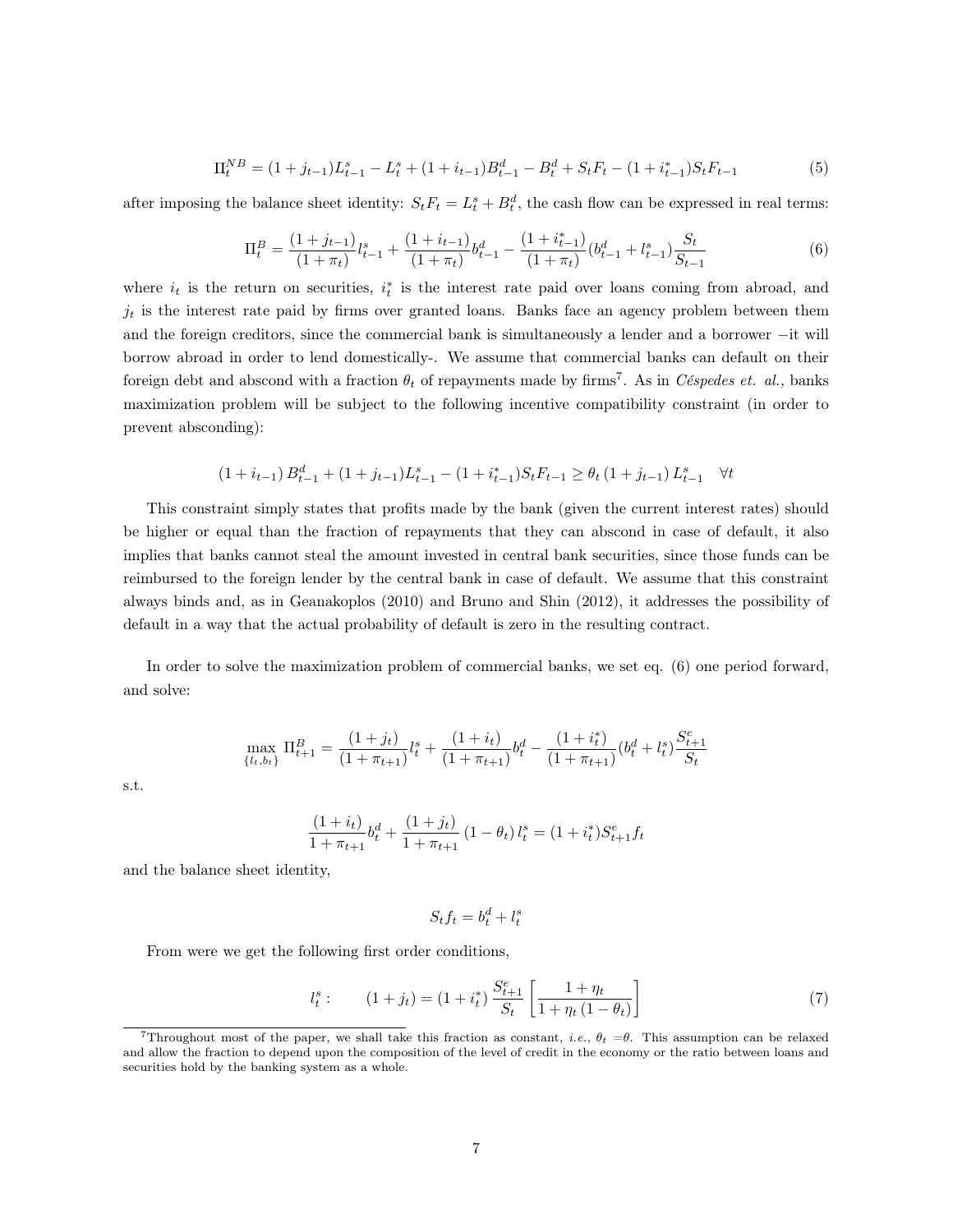$$\Pi_t^{NB} = (1+j_{t-1})L_{t-1}^s - L_t^s + (1+i_{t-1})B_{t-1}^d - B_t^d + S_tF_t - (1+i_{t-1}^*)S_tF_{t-1} \tag{5}$$

after imposing the balance sheet identity: $S_tF_t = L_t^s + B_t^d$, the cash flow can be expressed in real terms:

$$\Pi_t^B = \frac{(1+j_{t-1})}{(1+\pi_t)}l_{t-1}^s + \frac{(1+i_{t-1})}{(1+\pi_t)}b_{t-1}^d - \frac{(1+i_{t-1}^*)}{(1+\pi_t)}(b_{t-1}^d + l_{t-1}^s)\frac{S_t}{S_{t-1}} \tag{6}$$

where $i_t$ is the return on securities, $i_t^*$ is the interest rate paid over loans coming from abroad, and $j_t$ is the interest rate paid by firms over granted loans. Banks face an agency problem between them and the foreign creditors, since the commercial bank is simultaneously a lender and a borrower −it will borrow abroad in order to lend domestically-. We assume that commercial banks can default on their foreign debt and abscond with a fraction $\theta_t$ of repayments made by firms[7]. As in *Céspedes et. al.,* banks maximization problem will be subject to the following incentive compatibility constraint (in order to prevent absconding):

$$(1+i_{t-1})\,B_{t-1}^d + (1+j_{t-1})L_{t-1}^s - (1+i_{t-1}^*)S_tF_{t-1} \geq \theta_t\,(1+j_{t-1})\,L_{t-1}^s \quad \forall t$$

This constraint simply states that profits made by the bank (given the current interest rates) should be higher or equal than the fraction of repayments that they can abscond in case of default, it also implies that banks cannot steal the amount invested in central bank securities, since those funds can be reimbursed to the foreign lender by the central bank in case of default. We assume that this constraint always binds and, as in Geanakoplos (2010) and Bruno and Shin (2012), it addresses the possibility of default in a way that the actual probability of default is zero in the resulting contract.

In order to solve the maximization problem of commercial banks, we set eq. (6) one period forward, and solve:

$$\max_{\{l_t,b_t\}} \Pi_{t+1}^B = \frac{(1+j_t)}{(1+\pi_{t+1})}l_t^s + \frac{(1+i_t)}{(1+\pi_{t+1})}b_t^d - \frac{(1+i_t^*)}{(1+\pi_{t+1})}(b_t^d + l_t^s)\frac{S_{t+1}^e}{S_t}$$

s.t.

$$\frac{(1+i_t)}{1+\pi_{t+1}}b_t^d + \frac{(1+j_t)}{1+\pi_{t+1}}(1-\theta_t)\,l_t^s = (1+i_t^*)S_{t+1}^e f_t$$

and the balance sheet identity,

$$S_tf_t = b_t^d + l_t^s$$

From were we get the following first order conditions,

$$l_t^s: \qquad (1+j_t) = (1+i_t^*)\,\frac{S_{t+1}^e}{S_t}\left[\frac{1+\eta_t}{1+\eta_t\,(1-\theta_t)}\right] \tag{7}$$

---

[7] Throughout most of the paper, we shall take this fraction as constant, *i.e.,* $\theta_t = \theta$. This assumption can be relaxed and allow the fraction to depend upon the composition of the level of credit in the economy or the ratio between loans and securities hold by the banking system as a whole.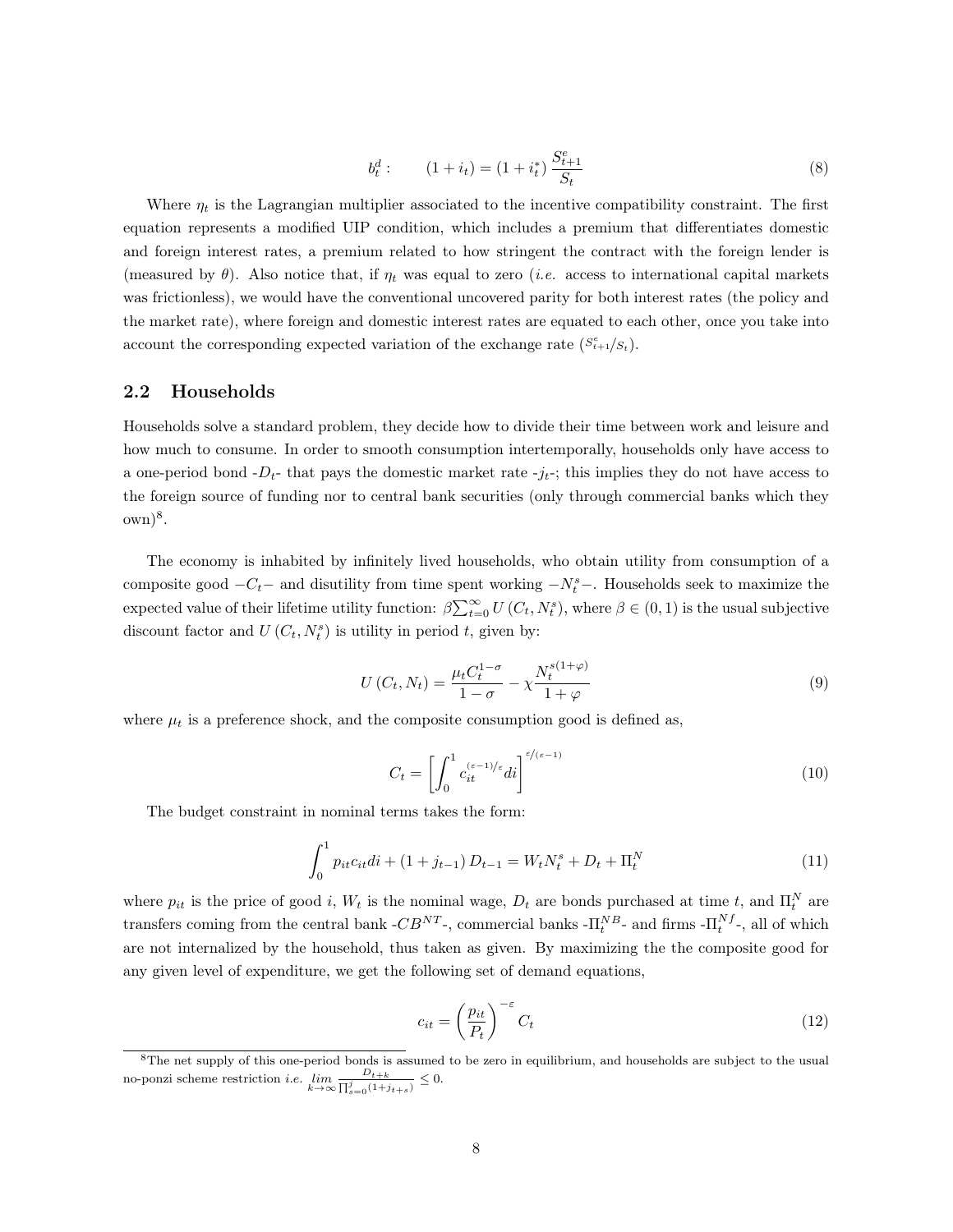$$b_t^d: \qquad (1+i_t) = (1+i_t^*)\,\frac{S_{t+1}^e}{S_t} \tag{8}$$

Where $\eta_t$ is the Lagrangian multiplier associated to the incentive compatibility constraint. The first equation represents a modified UIP condition, which includes a premium that differentiates domestic and foreign interest rates, a premium related to how stringent the contract with the foreign lender is (measured by $\theta$). Also notice that, if $\eta_t$ was equal to zero (*i.e.* access to international capital markets was frictionless), we would have the conventional uncovered parity for both interest rates (the policy and the market rate), where foreign and domestic interest rates are equated to each other, once you take into account the corresponding expected variation of the exchange rate ($^{S_{t+1}^e}/_{S_t}$).

## 2.2 Households

Households solve a standard problem, they decide how to divide their time between work and leisure and how much to consume. In order to smooth consumption intertemporally, households only have access to a one-period bond -$D_t$- that pays the domestic market rate -$j_t$-; this implies they do not have access to the foreign source of funding nor to central bank securities (only through commercial banks which they own)[8].

The economy is inhabited by infinitely lived households, who obtain utility from consumption of a composite good $-C_t-$ and disutility from time spent working $-N_t^s-$. Households seek to maximize the expected value of their lifetime utility function: $\beta \sum_{t=0}^{\infty} U(C_t, N_t^s)$, where $\beta \in (0,1)$ is the usual subjective discount factor and $U(C_t, N_t^s)$ is utility in period $t$, given by:

$$U(C_t, N_t) = \frac{\mu_t C_t^{1-\sigma}}{1-\sigma} - \chi \frac{N_t^{s(1+\varphi)}}{1+\varphi} \tag{9}$$

where $\mu_t$ is a preference shock, and the composite consumption good is defined as,

$$C_t = \left[\int_0^1 c_{it}^{(\varepsilon-1)/\varepsilon} di\right]^{\varepsilon/(\varepsilon-1)} \tag{10}$$

The budget constraint in nominal terms takes the form:

$$\int_0^1 p_{it} c_{it} di + (1+j_{t-1}) D_{t-1} = W_t N_t^s + D_t + \Pi_t^N \tag{11}$$

where $p_{it}$ is the price of good $i$, $W_t$ is the nominal wage, $D_t$ are bonds purchased at time $t$, and $\Pi_t^N$ are transfers coming from the central bank -$CB^{NT}$-, commercial banks -$\Pi_t^{NB}$- and firms -$\Pi_t^{Nf}$-, all of which are not internalized by the household, thus taken as given. By maximizing the the composite good for any given level of expenditure, we get the following set of demand equations,

$$c_{it} = \left(\frac{p_{it}}{P_t}\right)^{-\varepsilon} C_t \tag{12}$$

[8] The net supply of this one-period bonds is assumed to be zero in equilibrium, and households are subject to the usual no-ponzi scheme restriction *i.e.* $\lim_{k\to\infty} \frac{D_{t+k}}{\prod_{s=0}^{j}(1+j_{t+s})} \leq 0$.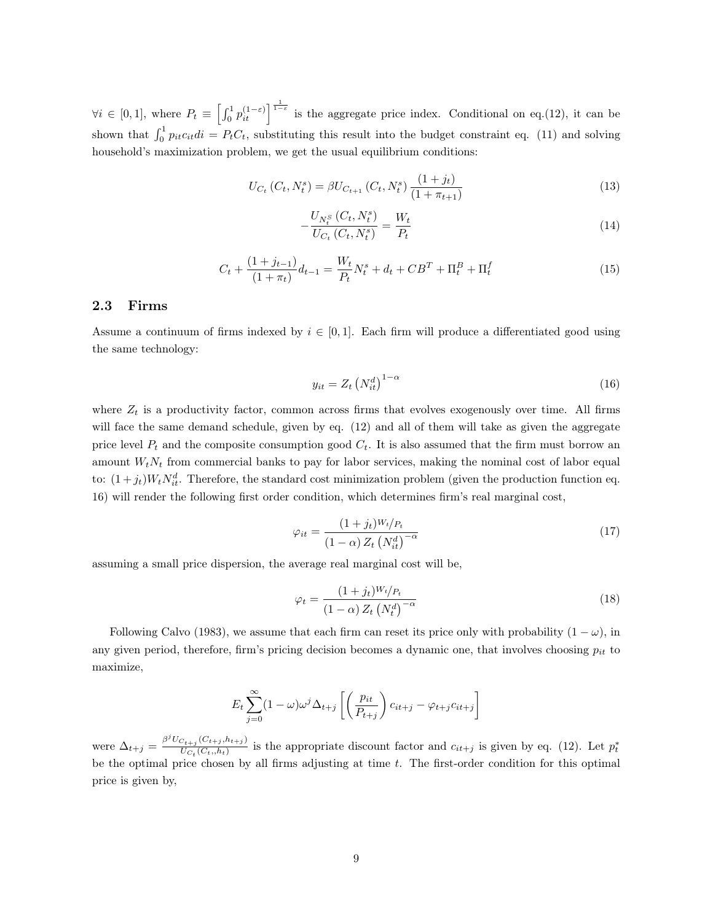$\forall i \in [0,1]$, where $P_t \equiv \left[\int_0^1 p_{it}^{(1-\varepsilon)}\right]^{\frac{1}{1-\varepsilon}}$ is the aggregate price index. Conditional on eq.(12), it can be shown that $\int_0^1 p_{it}c_{it}di = P_tC_t$, substituting this result into the budget constraint eq. (11) and solving household's maximization problem, we get the usual equilibrium conditions:

$$U_{C_t}\left(C_t, N_t^s\right) = \beta U_{C_{t+1}}\left(C_t, N_t^s\right)\frac{(1+j_t)}{(1+\pi_{t+1})} \tag{13}$$

$$-\frac{U_{N_t^S}\left(C_t, N_t^s\right)}{U_{C_t}\left(C_t, N_t^s\right)} = \frac{W_t}{P_t} \tag{14}$$

$$C_t + \frac{(1+j_{t-1})}{(1+\pi_t)}d_{t-1} = \frac{W_t}{P_t}N_t^s + d_t + CB^T + \Pi_t^B + \Pi_t^f \tag{15}$$

### 2.3 Firms

Assume a continuum of firms indexed by $i \in [0,1]$. Each firm will produce a differentiated good using the same technology:

$$y_{it} = Z_t\left(N_{it}^d\right)^{1-\alpha} \tag{16}$$

where $Z_t$ is a productivity factor, common across firms that evolves exogenously over time. All firms will face the same demand schedule, given by eq. (12) and all of them will take as given the aggregate price level $P_t$ and the composite consumption good $C_t$. It is also assumed that the firm must borrow an amount $W_tN_t$ from commercial banks to pay for labor services, making the nominal cost of labor equal to: $(1+j_t)W_tN_{it}^d$. Therefore, the standard cost minimization problem (given the production function eq. 16) will render the following first order condition, which determines firm's real marginal cost,

$$\varphi_{it} = \frac{(1+j_t)^{W_t}/_{P_t}}{(1-\alpha)Z_t\left(N_{it}^d\right)^{-\alpha}} \tag{17}$$

assuming a small price dispersion, the average real marginal cost will be,

$$\varphi_t = \frac{(1+j_t)^{W_t}/_{P_t}}{(1-\alpha)Z_t\left(N_t^d\right)^{-\alpha}} \tag{18}$$

Following Calvo (1983), we assume that each firm can reset its price only with probability $(1-\omega)$, in any given period, therefore, firm's pricing decision becomes a dynamic one, that involves choosing $p_{it}$ to maximize,

$$E_t\sum_{j=0}^{\infty}(1-\omega)\omega^j\Delta_{t+j}\left[\left(\frac{p_{it}}{P_{t+j}}\right)c_{it+j} - \varphi_{t+j}c_{it+j}\right]$$

were $\Delta_{t+j} = \frac{\beta^j U_{C_{t+j}}(C_{t+j},h_{t+j})}{U_{C_t}(C_t,h_t)}$ is the appropriate discount factor and $c_{it+j}$ is given by eq. (12). Let $p_t^*$ be the optimal price chosen by all firms adjusting at time $t$. The first-order condition for this optimal price is given by,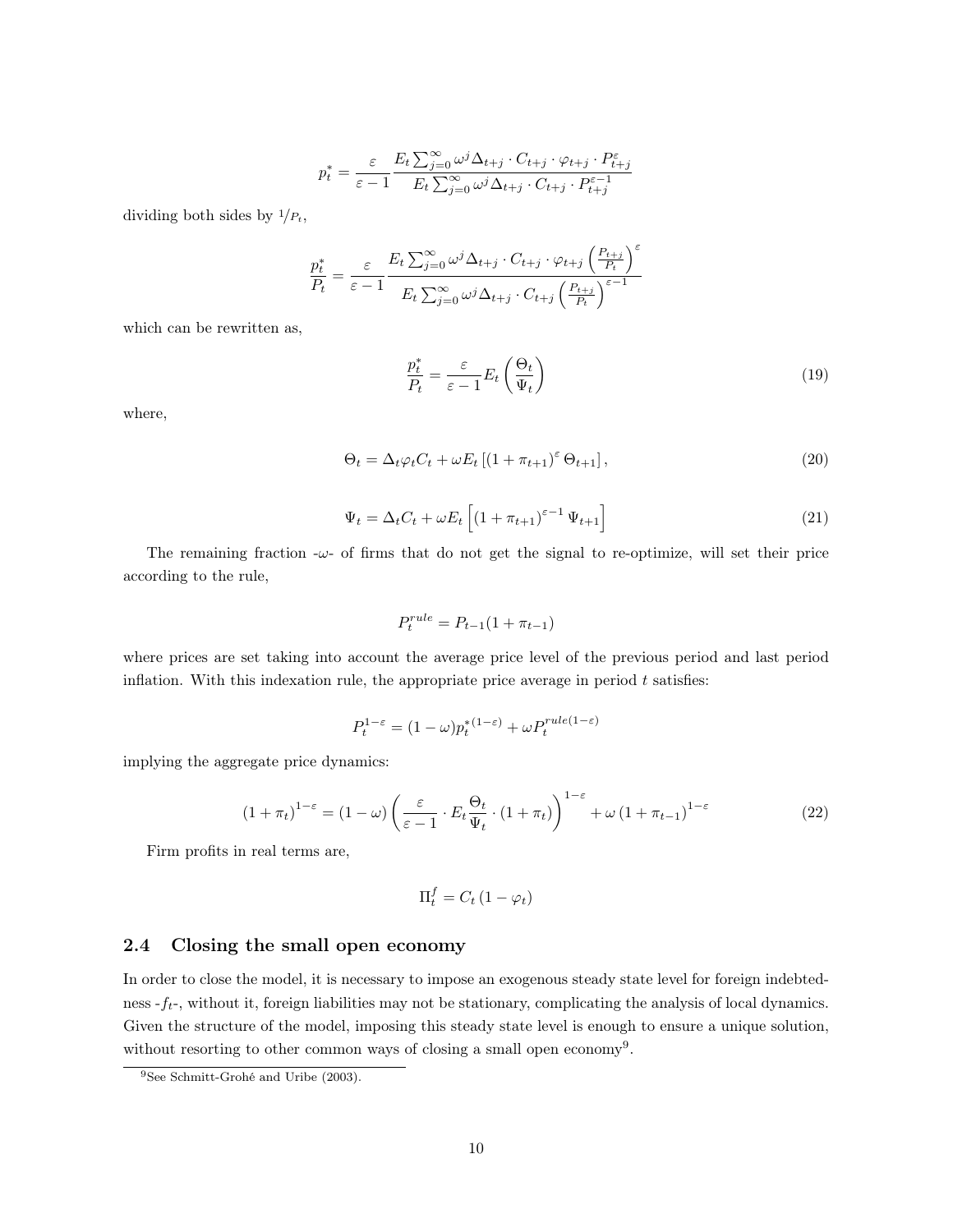$$p_t^* = \frac{\varepsilon}{\varepsilon - 1} \frac{E_t \sum_{j=0}^{\infty} \omega^j \Delta_{t+j} \cdot C_{t+j} \cdot \varphi_{t+j} \cdot P_{t+j}^{\varepsilon}}{E_t \sum_{j=0}^{\infty} \omega^j \Delta_{t+j} \cdot C_{t+j} \cdot P_{t+j}^{\varepsilon - 1}}$$

dividing both sides by $^1/_{P_t}$,

$$\frac{p_t^*}{P_t} = \frac{\varepsilon}{\varepsilon - 1} \frac{E_t \sum_{j=0}^{\infty} \omega^j \Delta_{t+j} \cdot C_{t+j} \cdot \varphi_{t+j} \left(\frac{P_{t+j}}{P_t}\right)^{\varepsilon}}{E_t \sum_{j=0}^{\infty} \omega^j \Delta_{t+j} \cdot C_{t+j} \left(\frac{P_{t+j}}{P_t}\right)^{\varepsilon - 1}}$$

which can be rewritten as,

$$\frac{p_t^*}{P_t} = \frac{\varepsilon}{\varepsilon - 1} E_t \left(\frac{\Theta_t}{\Psi_t}\right) \tag{19}$$

where,

$$\Theta_t = \Delta_t \varphi_t C_t + \omega E_t \left[ (1 + \pi_{t+1})^{\varepsilon} \Theta_{t+1} \right], \tag{20}$$

$$\Psi_t = \Delta_t C_t + \omega E_t \left[ (1 + \pi_{t+1})^{\varepsilon - 1} \Psi_{t+1} \right] \tag{21}$$

The remaining fraction -$\omega$- of firms that do not get the signal to re-optimize, will set their price according to the rule,

$$P_t^{rule} = P_{t-1}(1 + \pi_{t-1})$$

where prices are set taking into account the average price level of the previous period and last period inflation. With this indexation rule, the appropriate price average in period $t$ satisfies:

$$P_t^{1-\varepsilon} = (1 - \omega) p_t^{*(1-\varepsilon)} + \omega P_t^{rule(1-\varepsilon)}$$

implying the aggregate price dynamics:

$$(1 + \pi_t)^{1-\varepsilon} = (1 - \omega) \left( \frac{\varepsilon}{\varepsilon - 1} \cdot E_t \frac{\Theta_t}{\Psi_t} \cdot (1 + \pi_t) \right)^{1-\varepsilon} + \omega \left(1 + \pi_{t-1}\right)^{1-\varepsilon} \tag{22}$$

Firm profits in real terms are,

$$\Pi_t^f = C_t \left(1 - \varphi_t\right)$$

## 2.4 Closing the small open economy

In order to close the model, it is necessary to impose an exogenous steady state level for foreign indebtedness -$f_t$-, without it, foreign liabilities may not be stationary, complicating the analysis of local dynamics. Given the structure of the model, imposing this steady state level is enough to ensure a unique solution, without resorting to other common ways of closing a small open economy[9].

[9] See Schmitt-Grohé and Uribe (2003).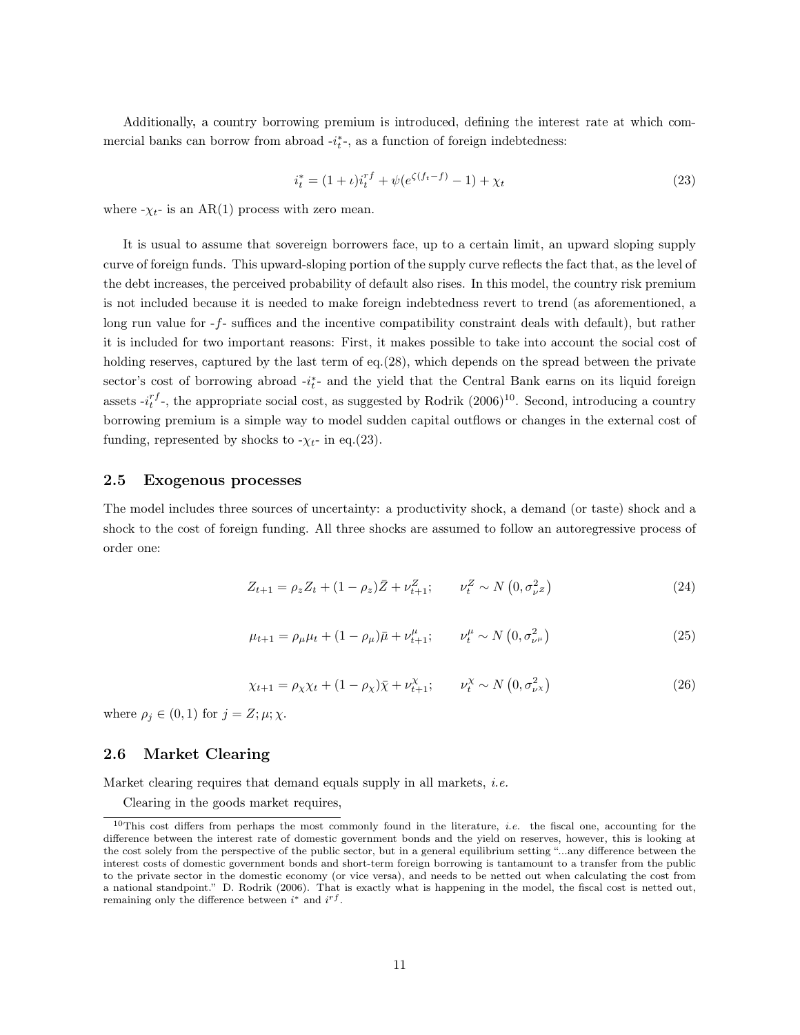Additionally, a country borrowing premium is introduced, defining the interest rate at which commercial banks can borrow from abroad -$i_t^*$-, as a function of foreign indebtedness:

$$i_t^* = (1+\iota)i_t^{rf} + \psi(e^{\zeta(f_t - f)} - 1) + \chi_t \tag{23}$$

where -$\chi_t$- is an AR(1) process with zero mean.

It is usual to assume that sovereign borrowers face, up to a certain limit, an upward sloping supply curve of foreign funds. This upward-sloping portion of the supply curve reflects the fact that, as the level of the debt increases, the perceived probability of default also rises. In this model, the country risk premium is not included because it is needed to make foreign indebtedness revert to trend (as aforementioned, a long run value for -$f$- suffices and the incentive compatibility constraint deals with default), but rather it is included for two important reasons: First, it makes possible to take into account the social cost of holding reserves, captured by the last term of eq.(28), which depends on the spread between the private sector's cost of borrowing abroad -$i_t^*$- and the yield that the Central Bank earns on its liquid foreign assets -$i_t^{rf}$-, the appropriate social cost, as suggested by Rodrik (2006)[10]. Second, introducing a country borrowing premium is a simple way to model sudden capital outflows or changes in the external cost of funding, represented by shocks to -$\chi_t$- in eq.(23).

## 2.5 Exogenous processes

The model includes three sources of uncertainty: a productivity shock, a demand (or taste) shock and a shock to the cost of foreign funding. All three shocks are assumed to follow an autoregressive process of order one:

$$Z_{t+1} = \rho_z Z_t + (1-\rho_z)\bar{Z} + \nu_{t+1}^Z; \qquad \nu_t^Z \sim N\left(0, \sigma_{\nu^Z}^2\right) \tag{24}$$

$$\mu_{t+1} = \rho_\mu \mu_t + (1-\rho_\mu)\bar{\mu} + \nu_{t+1}^\mu; \qquad \nu_t^\mu \sim N\left(0, \sigma_{\nu^\mu}^2\right) \tag{25}$$

$$\chi_{t+1} = \rho_\chi \chi_t + (1-\rho_\chi)\bar{\chi} + \nu_{t+1}^\chi; \qquad \nu_t^\chi \sim N\left(0, \sigma_{\nu^\chi}^2\right) \tag{26}$$

where $\rho_j \in (0,1)$ for $j = Z; \mu; \chi$.

## 2.6 Market Clearing

Market clearing requires that demand equals supply in all markets, *i.e.*

Clearing in the goods market requires,

[10] This cost differs from perhaps the most commonly found in the literature, *i.e.* the fiscal one, accounting for the difference between the interest rate of domestic government bonds and the yield on reserves, however, this is looking at the cost solely from the perspective of the public sector, but in a general equilibrium setting "...any difference between the interest costs of domestic government bonds and short-term foreign borrowing is tantamount to a transfer from the public to the private sector in the domestic economy (or vice versa), and needs to be netted out when calculating the cost from a national standpoint." D. Rodrik (2006). That is exactly what is happening in the model, the fiscal cost is netted out, remaining only the difference between $i^*$ and $i^{rf}$.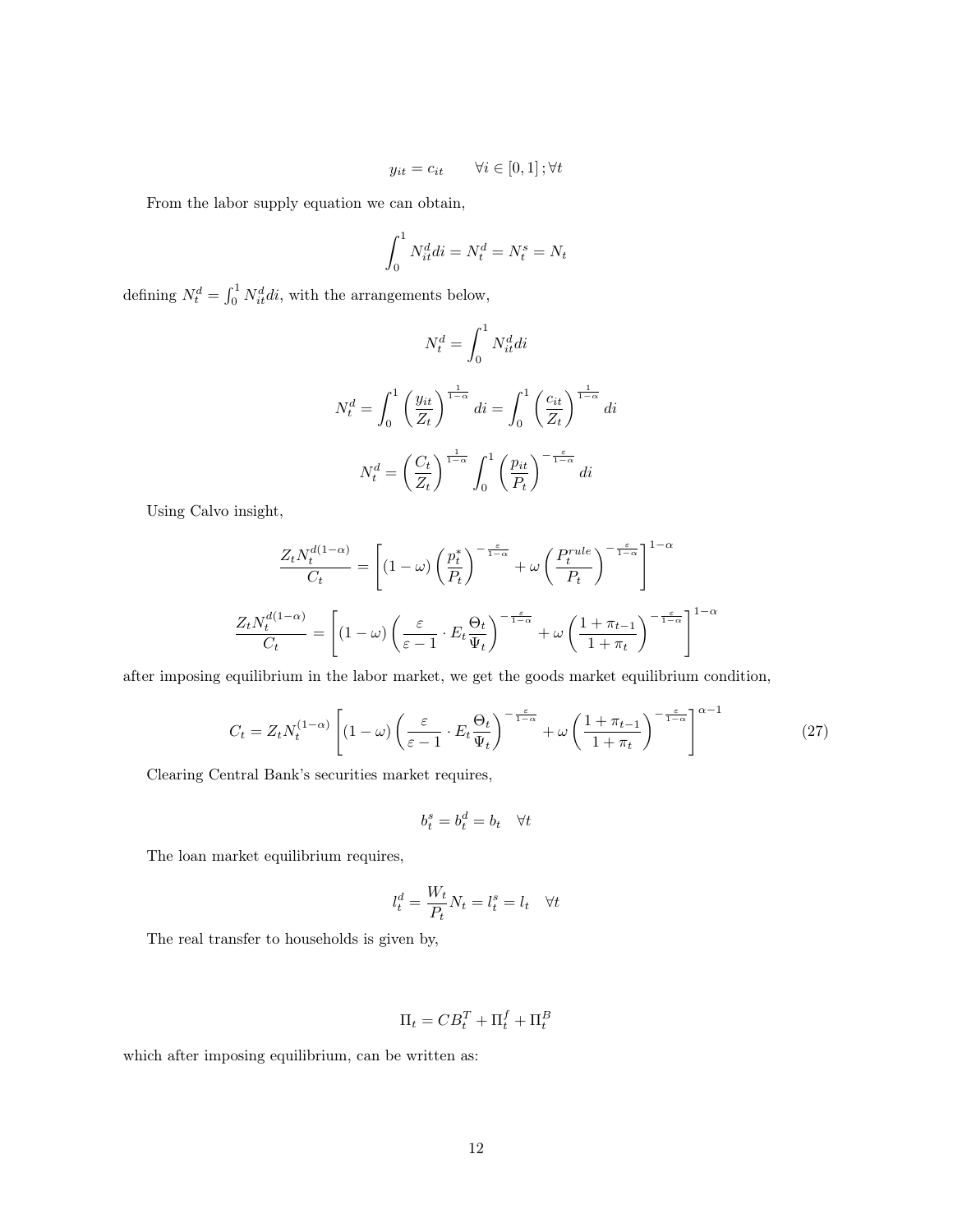$$y_{it} = c_{it} \qquad \forall i \in [0,1]\,; \forall t$$

From the labor supply equation we can obtain,

$$\int_0^1 N_{it}^d di = N_t^d = N_t^s = N_t$$

defining $N_t^d = \int_0^1 N_{it}^d di$, with the arrangements below,

$$N_t^d = \int_0^1 N_{it}^d di$$

$$N_t^d = \int_0^1 \left(\frac{y_{it}}{Z_t}\right)^{\frac{1}{1-\alpha}} di = \int_0^1 \left(\frac{c_{it}}{Z_t}\right)^{\frac{1}{1-\alpha}} di$$

$$N_t^d = \left(\frac{C_t}{Z_t}\right)^{\frac{1}{1-\alpha}} \int_0^1 \left(\frac{p_{it}}{P_t}\right)^{-\frac{\varepsilon}{1-\alpha}} di$$

Using Calvo insight,

$$\frac{Z_t N_t^{d(1-\alpha)}}{C_t} = \left[(1-\omega)\left(\frac{p_t^*}{P_t}\right)^{-\frac{\varepsilon}{1-\alpha}} + \omega\left(\frac{P_t^{rule}}{P_t}\right)^{-\frac{\varepsilon}{1-\alpha}}\right]^{1-\alpha}$$

$$\frac{Z_t N_t^{d(1-\alpha)}}{C_t} = \left[(1-\omega)\left(\frac{\varepsilon}{\varepsilon-1}\cdot E_t\frac{\Theta_t}{\Psi_t}\right)^{-\frac{\varepsilon}{1-\alpha}} + \omega\left(\frac{1+\pi_{t-1}}{1+\pi_t}\right)^{-\frac{\varepsilon}{1-\alpha}}\right]^{1-\alpha}$$

after imposing equilibrium in the labor market, we get the goods market equilibrium condition,

$$C_t = Z_t N_t^{(1-\alpha)} \left[(1-\omega)\left(\frac{\varepsilon}{\varepsilon-1}\cdot E_t\frac{\Theta_t}{\Psi_t}\right)^{-\frac{\varepsilon}{1-\alpha}} + \omega\left(\frac{1+\pi_{t-1}}{1+\pi_t}\right)^{-\frac{\varepsilon}{1-\alpha}}\right]^{\alpha-1} \tag{27}$$

Clearing Central Bank's securities market requires,

$$b_t^s = b_t^d = b_t \quad \forall t$$

The loan market equilibrium requires,

$$l_t^d = \frac{W_t}{P_t} N_t = l_t^s = l_t \quad \forall t$$

The real transfer to households is given by,

$$\Pi_t = CB_t^T + \Pi_t^f + \Pi_t^B$$

which after imposing equilibrium, can be written as: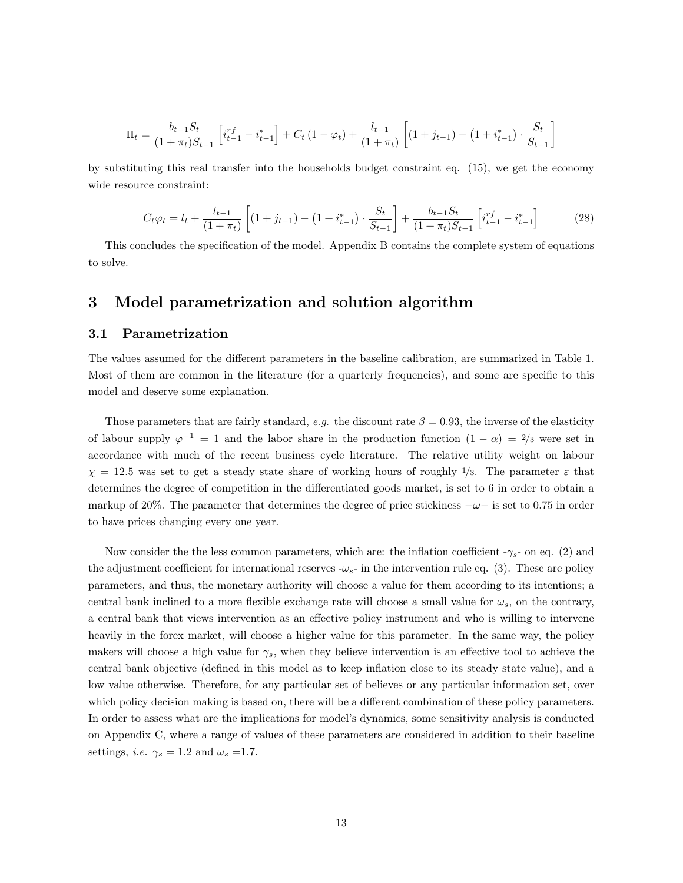$$\Pi_t = \frac{b_{t-1}S_t}{(1+\pi_t)S_{t-1}}\left[i^{rf}_{t-1} - i^*_{t-1}\right] + C_t\left(1-\varphi_t\right) + \frac{l_{t-1}}{(1+\pi_t)}\left[(1+j_{t-1}) - \left(1+i^*_{t-1}\right)\cdot\frac{S_t}{S_{t-1}}\right]$$

by substituting this real transfer into the households budget constraint eq. (15), we get the economy wide resource constraint:

$$C_t\varphi_t = l_t + \frac{l_{t-1}}{(1+\pi_t)}\left[(1+j_{t-1}) - \left(1+i^*_{t-1}\right)\cdot\frac{S_t}{S_{t-1}}\right] + \frac{b_{t-1}S_t}{(1+\pi_t)S_{t-1}}\left[i^{rf}_{t-1} - i^*_{t-1}\right] \tag{28}$$

This concludes the specification of the model. Appendix B contains the complete system of equations to solve.

# 3 Model parametrization and solution algorithm

## 3.1 Parametrization

The values assumed for the different parameters in the baseline calibration, are summarized in Table 1. Most of them are common in the literature (for a quarterly frequencies), and some are specific to this model and deserve some explanation.

Those parameters that are fairly standard, *e.g.* the discount rate $\beta = 0.93$, the inverse of the elasticity of labour supply $\varphi^{-1} = 1$ and the labor share in the production function $(1-\alpha) = 2/3$ were set in accordance with much of the recent business cycle literature. The relative utility weight on labour $\chi = 12.5$ was set to get a steady state share of working hours of roughly $1/3$. The parameter $\varepsilon$ that determines the degree of competition in the differentiated goods market, is set to 6 in order to obtain a markup of 20%. The parameter that determines the degree of price stickiness $-\omega-$ is set to 0.75 in order to have prices changing every one year.

Now consider the the less common parameters, which are: the inflation coefficient -$\gamma_s$- on eq. (2) and the adjustment coefficient for international reserves -$\omega_s$- in the intervention rule eq. (3). These are policy parameters, and thus, the monetary authority will choose a value for them according to its intentions; a central bank inclined to a more flexible exchange rate will choose a small value for $\omega_s$, on the contrary, a central bank that views intervention as an effective policy instrument and who is willing to intervene heavily in the forex market, will choose a higher value for this parameter. In the same way, the policy makers will choose a high value for $\gamma_s$, when they believe intervention is an effective tool to achieve the central bank objective (defined in this model as to keep inflation close to its steady state value), and a low value otherwise. Therefore, for any particular set of believes or any particular information set, over which policy decision making is based on, there will be a different combination of these policy parameters. In order to assess what are the implications for model's dynamics, some sensitivity analysis is conducted on Appendix C, where a range of values of these parameters are considered in addition to their baseline settings, *i.e.* $\gamma_s = 1.2$ and $\omega_s = 1.7$.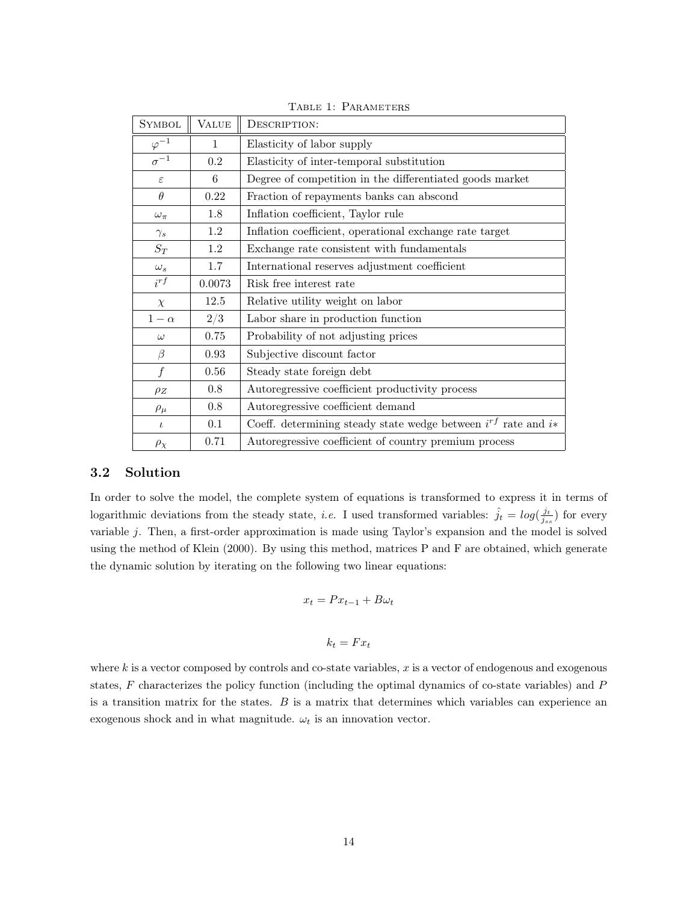Table 1: Parameters

| Symbol | Value | Description: |
|---|---|---|
| $\varphi^{-1}$ | 1 | Elasticity of labor supply |
| $\sigma^{-1}$ | 0.2 | Elasticity of inter-temporal substitution |
| $\varepsilon$ | 6 | Degree of competition in the differentiated goods market |
| $\theta$ | 0.22 | Fraction of repayments banks can abscond |
| $\omega_\pi$ | 1.8 | Inflation coefficient, Taylor rule |
| $\gamma_s$ | 1.2 | Inflation coefficient, operational exchange rate target |
| $S_T$ | 1.2 | Exchange rate consistent with fundamentals |
| $\omega_s$ | 1.7 | International reserves adjustment coefficient |
| $i^{rf}$ | 0.0073 | Risk free interest rate |
| $\chi$ | 12.5 | Relative utility weight on labor |
| $1-\alpha$ | 2/3 | Labor share in production function |
| $\omega$ | 0.75 | Probability of not adjusting prices |
| $\beta$ | 0.93 | Subjective discount factor |
| $f$ | 0.56 | Steady state foreign debt |
| $\rho_Z$ | 0.8 | Autoregressive coefficient productivity process |
| $\rho_\mu$ | 0.8 | Autoregressive coefficient demand |
| $\iota$ | 0.1 | Coeff. determining steady state wedge between $i^{rf}$ rate and $i*$ |
| $\rho_\chi$ | 0.71 | Autoregressive coefficient of country premium process |

### 3.2 Solution

In order to solve the model, the complete system of equations is transformed to express it in terms of logarithmic deviations from the steady state, *i.e.* I used transformed variables: $\hat{j_t} = log(\frac{j_t}{j_{ss}})$ for every variable $j$. Then, a first-order approximation is made using Taylor's expansion and the model is solved using the method of Klein (2000). By using this method, matrices P and F are obtained, which generate the dynamic solution by iterating on the following two linear equations:

$$x_t = Px_{t-1} + B\omega_t$$

$$k_t = Fx_t$$

where $k$ is a vector composed by controls and co-state variables, $x$ is a vector of endogenous and exogenous states, $F$ characterizes the policy function (including the optimal dynamics of co-state variables) and $P$ is a transition matrix for the states. $B$ is a matrix that determines which variables can experience an exogenous shock and in what magnitude. $\omega_t$ is an innovation vector.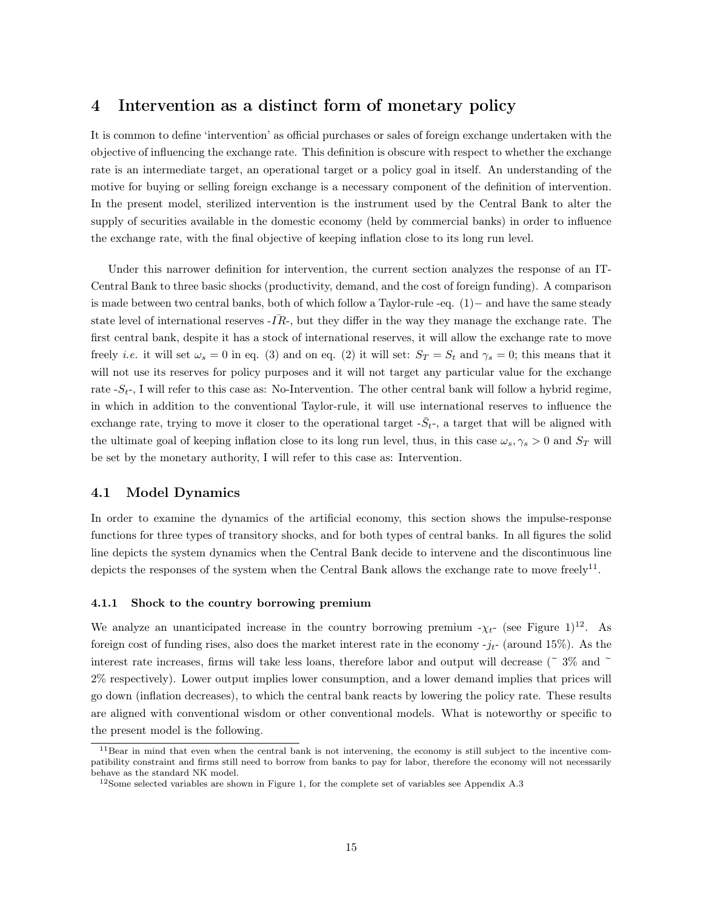## 4 Intervention as a distinct form of monetary policy

It is common to define 'intervention' as official purchases or sales of foreign exchange undertaken with the objective of influencing the exchange rate. This definition is obscure with respect to whether the exchange rate is an intermediate target, an operational target or a policy goal in itself. An understanding of the motive for buying or selling foreign exchange is a necessary component of the definition of intervention. In the present model, sterilized intervention is the instrument used by the Central Bank to alter the supply of securities available in the domestic economy (held by commercial banks) in order to influence the exchange rate, with the final objective of keeping inflation close to its long run level.

Under this narrower definition for intervention, the current section analyzes the response of an IT-Central Bank to three basic shocks (productivity, demand, and the cost of foreign funding). A comparison is made between two central banks, both of which follow a Taylor-rule -eq. (1)− and have the same steady state level of international reserves -$\bar{IR}$-, but they differ in the way they manage the exchange rate. The first central bank, despite it has a stock of international reserves, it will allow the exchange rate to move freely *i.e.* it will set $\omega_s = 0$ in eq. (3) and on eq. (2) it will set: $S_T = S_t$ and $\gamma_s = 0$; this means that it will not use its reserves for policy purposes and it will not target any particular value for the exchange rate -$S_t$-, I will refer to this case as: No-Intervention. The other central bank will follow a hybrid regime, in which in addition to the conventional Taylor-rule, it will use international reserves to influence the exchange rate, trying to move it closer to the operational target -$\bar{S}_t$-, a target that will be aligned with the ultimate goal of keeping inflation close to its long run level, thus, in this case $\omega_s, \gamma_s > 0$ and $S_T$ will be set by the monetary authority, I will refer to this case as: Intervention.

### 4.1 Model Dynamics

In order to examine the dynamics of the artificial economy, this section shows the impulse-response functions for three types of transitory shocks, and for both types of central banks. In all figures the solid line depicts the system dynamics when the Central Bank decide to intervene and the discontinuous line depicts the responses of the system when the Central Bank allows the exchange rate to move freely[11].

#### 4.1.1 Shock to the country borrowing premium

We analyze an unanticipated increase in the country borrowing premium -$\chi_t$- (see Figure 1)[12]. As foreign cost of funding rises, also does the market interest rate in the economy -$j_t$- (around 15%). As the interest rate increases, firms will take less loans, therefore labor and output will decrease (~ 3% and ~ 2% respectively). Lower output implies lower consumption, and a lower demand implies that prices will go down (inflation decreases), to which the central bank reacts by lowering the policy rate. These results are aligned with conventional wisdom or other conventional models. What is noteworthy or specific to the present model is the following.

[11] Bear in mind that even when the central bank is not intervening, the economy is still subject to the incentive compatibility constraint and firms still need to borrow from banks to pay for labor, therefore the economy will not necessarily behave as the standard NK model.

[12] Some selected variables are shown in Figure 1, for the complete set of variables see Appendix A.3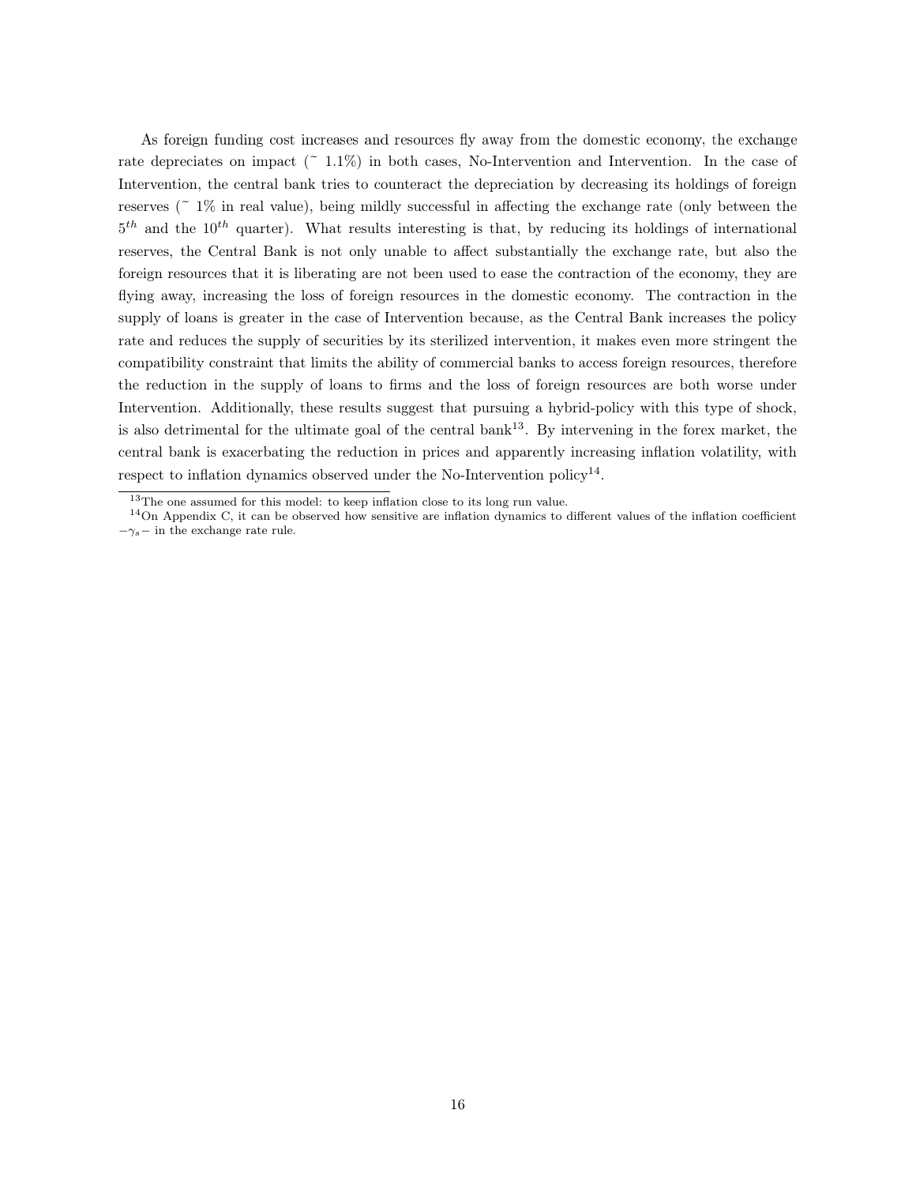As foreign funding cost increases and resources fly away from the domestic economy, the exchange rate depreciates on impact (~ 1.1%) in both cases, No-Intervention and Intervention. In the case of Intervention, the central bank tries to counteract the depreciation by decreasing its holdings of foreign reserves (~ 1% in real value), being mildly successful in affecting the exchange rate (only between the $5^{th}$ and the $10^{th}$ quarter). What results interesting is that, by reducing its holdings of international reserves, the Central Bank is not only unable to affect substantially the exchange rate, but also the foreign resources that it is liberating are not been used to ease the contraction of the economy, they are flying away, increasing the loss of foreign resources in the domestic economy. The contraction in the supply of loans is greater in the case of Intervention because, as the Central Bank increases the policy rate and reduces the supply of securities by its sterilized intervention, it makes even more stringent the compatibility constraint that limits the ability of commercial banks to access foreign resources, therefore the reduction in the supply of loans to firms and the loss of foreign resources are both worse under Intervention. Additionally, these results suggest that pursuing a hybrid-policy with this type of shock, is also detrimental for the ultimate goal of the central bank[13]. By intervening in the forex market, the central bank is exacerbating the reduction in prices and apparently increasing inflation volatility, with respect to inflation dynamics observed under the No-Intervention policy[14].

[13] The one assumed for this model: to keep inflation close to its long run value.

[14] On Appendix C, it can be observed how sensitive are inflation dynamics to different values of the inflation coefficient $-\gamma_s-$ in the exchange rate rule.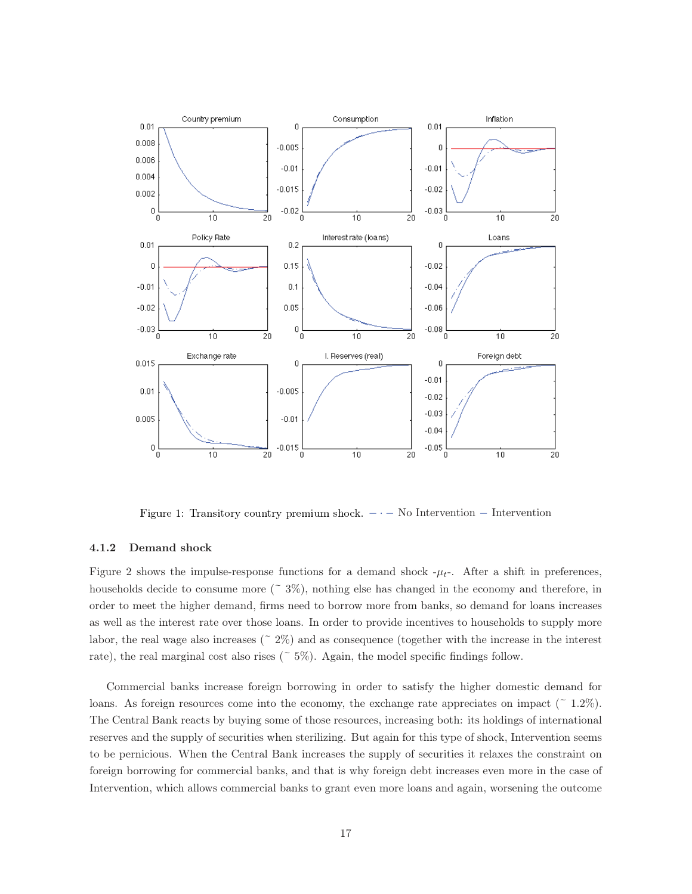Figure 1: Transitory country premium shock. $- \cdot -$ No Intervention $-$ Intervention

### 4.1.2 Demand shock

Figure 2 shows the impulse-response functions for a demand shock -$\mu_t$-. After a shift in preferences, households decide to consume more (~ 3%), nothing else has changed in the economy and therefore, in order to meet the higher demand, firms need to borrow more from banks, so demand for loans increases as well as the interest rate over those loans. In order to provide incentives to households to supply more labor, the real wage also increases (~ 2%) and as consequence (together with the increase in the interest rate), the real marginal cost also rises (~ 5%). Again, the model specific findings follow.

Commercial banks increase foreign borrowing in order to satisfy the higher domestic demand for loans. As foreign resources come into the economy, the exchange rate appreciates on impact (~ 1.2%). The Central Bank reacts by buying some of those resources, increasing both: its holdings of international reserves and the supply of securities when sterilizing. But again for this type of shock, Intervention seems to be pernicious. When the Central Bank increases the supply of securities it relaxes the constraint on foreign borrowing for commercial banks, and that is why foreign debt increases even more in the case of Intervention, which allows commercial banks to grant even more loans and again, worsening the outcome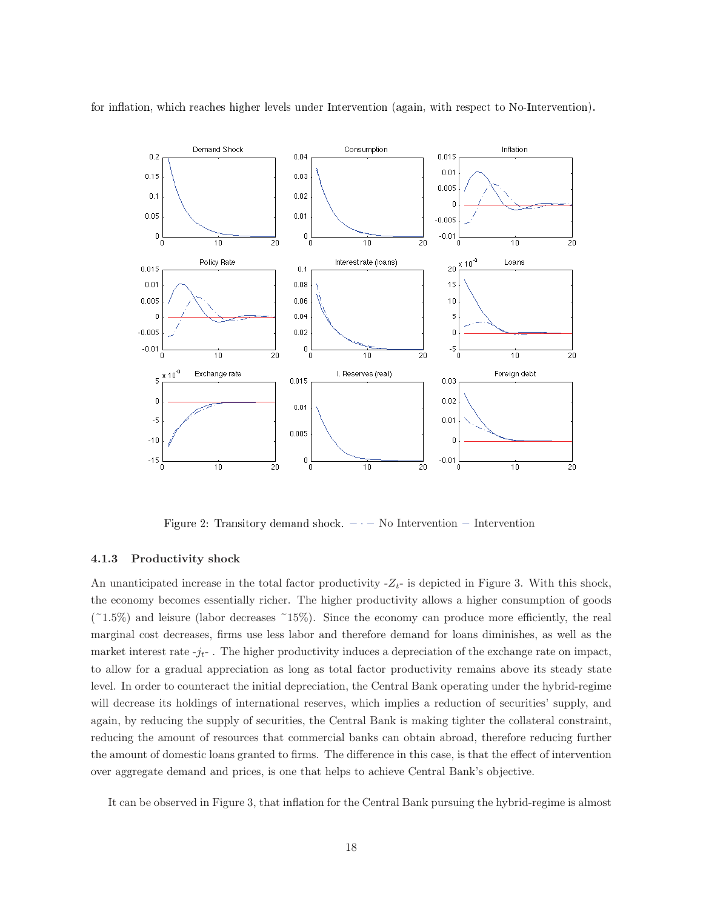for inflation, which reaches higher levels under Intervention (again, with respect to No-Intervention).

Figure 2: Transitory demand shock. $- \cdot -$ No Intervention $-$ Intervention

### 4.1.3 Productivity shock

An unanticipated increase in the total factor productivity -$Z_t$- is depicted in Figure 3. With this shock, the economy becomes essentially richer. The higher productivity allows a higher consumption of goods (~1.5%) and leisure (labor decreases ~15%). Since the economy can produce more efficiently, the real marginal cost decreases, firms use less labor and therefore demand for loans diminishes, as well as the market interest rate -$j_t$- . The higher productivity induces a depreciation of the exchange rate on impact, to allow for a gradual appreciation as long as total factor productivity remains above its steady state level. In order to counteract the initial depreciation, the Central Bank operating under the hybrid-regime will decrease its holdings of international reserves, which implies a reduction of securities' supply, and again, by reducing the supply of securities, the Central Bank is making tighter the collateral constraint, reducing the amount of resources that commercial banks can obtain abroad, therefore reducing further the amount of domestic loans granted to firms. The difference in this case, is that the effect of intervention over aggregate demand and prices, is one that helps to achieve Central Bank's objective.

It can be observed in Figure 3, that inflation for the Central Bank pursuing the hybrid-regime is almost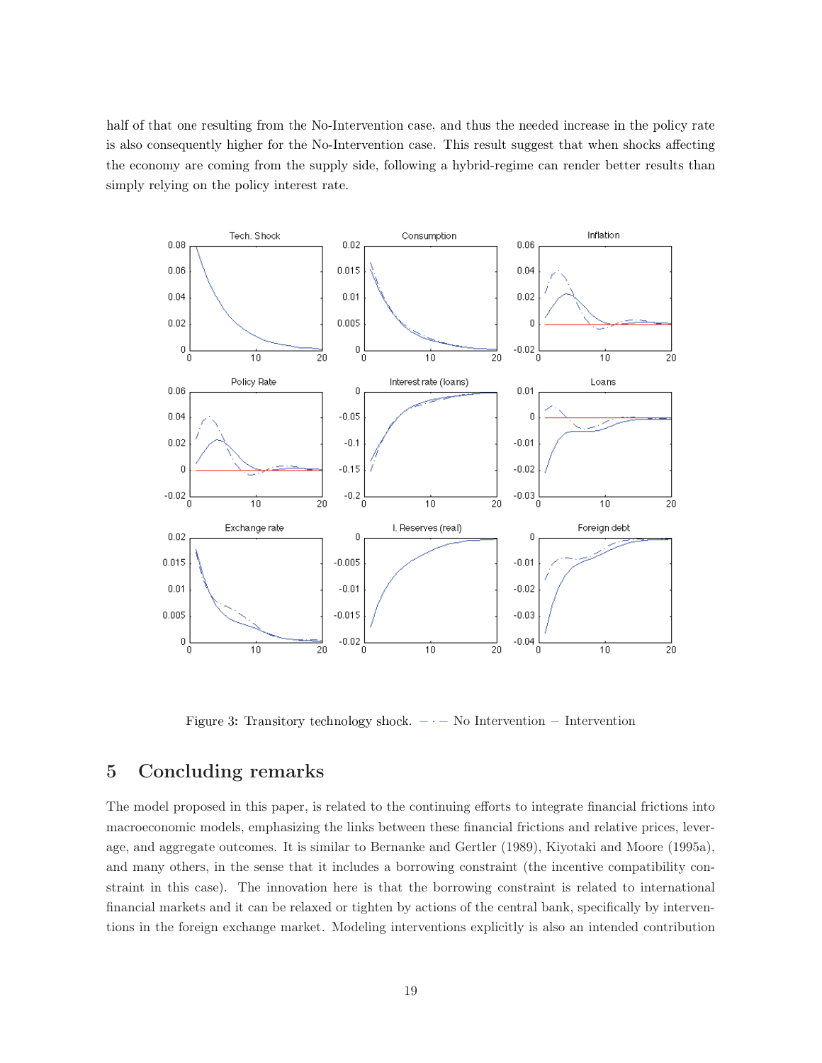half of that one resulting from the No-Intervention case, and thus the needed increase in the policy rate is also consequently higher for the No-Intervention case. This result suggest that when shocks affecting the economy are coming from the supply side, following a hybrid-regime can render better results than simply relying on the policy interest rate.

Figure 3: Transitory technology shock. $-\cdot-$ No Intervention $-$ Intervention

## 5 Concluding remarks

The model proposed in this paper, is related to the continuing efforts to integrate financial frictions into macroeconomic models, emphasizing the links between these financial frictions and relative prices, leverage, and aggregate outcomes. It is similar to Bernanke and Gertler (1989), Kiyotaki and Moore (1995a), and many others, in the sense that it includes a borrowing constraint (the incentive compatibility constraint in this case). The innovation here is that the borrowing constraint is related to international financial markets and it can be relaxed or tighten by actions of the central bank, specifically by interventions in the foreign exchange market. Modeling interventions explicitly is also an intended contribution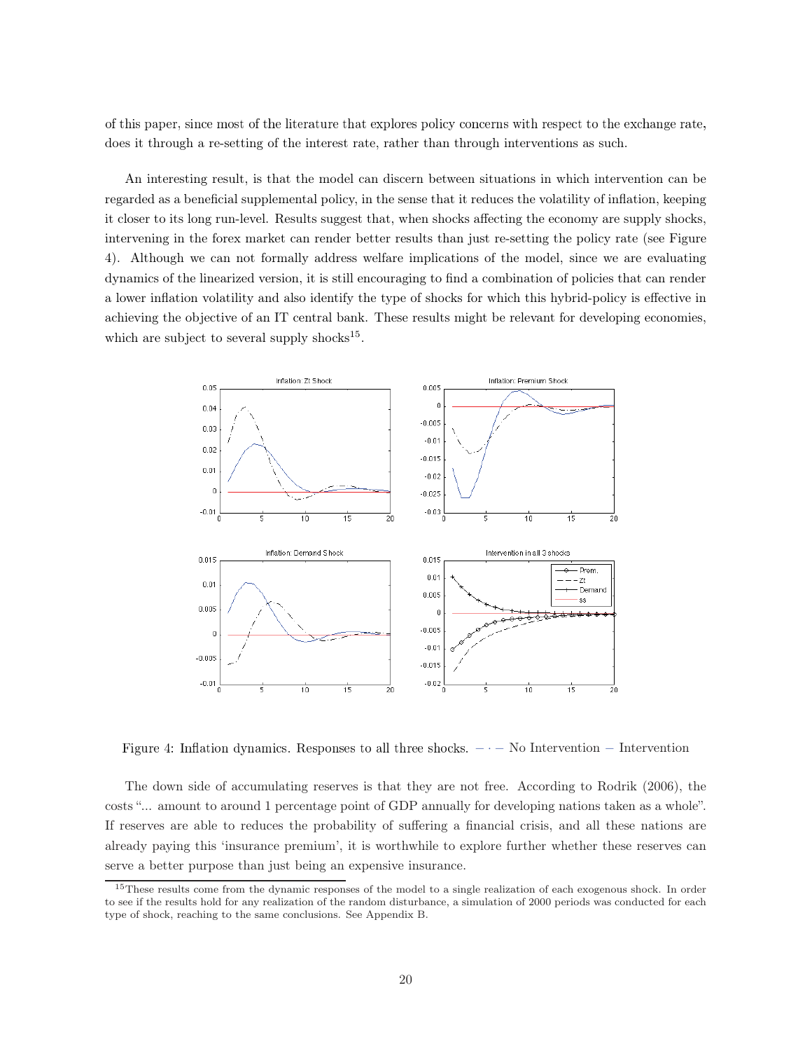of this paper, since most of the literature that explores policy concerns with respect to the exchange rate, does it through a re-setting of the interest rate, rather than through interventions as such.

An interesting result, is that the model can discern between situations in which intervention can be regarded as a beneficial supplemental policy, in the sense that it reduces the volatility of inflation, keeping it closer to its long run-level. Results suggest that, when shocks affecting the economy are supply shocks, intervening in the forex market can render better results than just re-setting the policy rate (see Figure 4). Although we can not formally address welfare implications of the model, since we are evaluating dynamics of the linearized version, it is still encouraging to find a combination of policies that can render a lower inflation volatility and also identify the type of shocks for which this hybrid-policy is effective in achieving the objective of an IT central bank. These results might be relevant for developing economies, which are subject to several supply shocks[15].

Figure 4: Inflation dynamics. Responses to all three shocks. $-\cdot-$ No Intervention $-$ Intervention

The down side of accumulating reserves is that they are not free. According to Rodrik (2006), the costs "... amount to around 1 percentage point of GDP annually for developing nations taken as a whole". If reserves are able to reduces the probability of suffering a financial crisis, and all these nations are already paying this 'insurance premium', it is worthwhile to explore further whether these reserves can serve a better purpose than just being an expensive insurance.

[15]These results come from the dynamic responses of the model to a single realization of each exogenous shock. In order to see if the results hold for any realization of the random disturbance, a simulation of 2000 periods was conducted for each type of shock, reaching to the same conclusions. See Appendix B.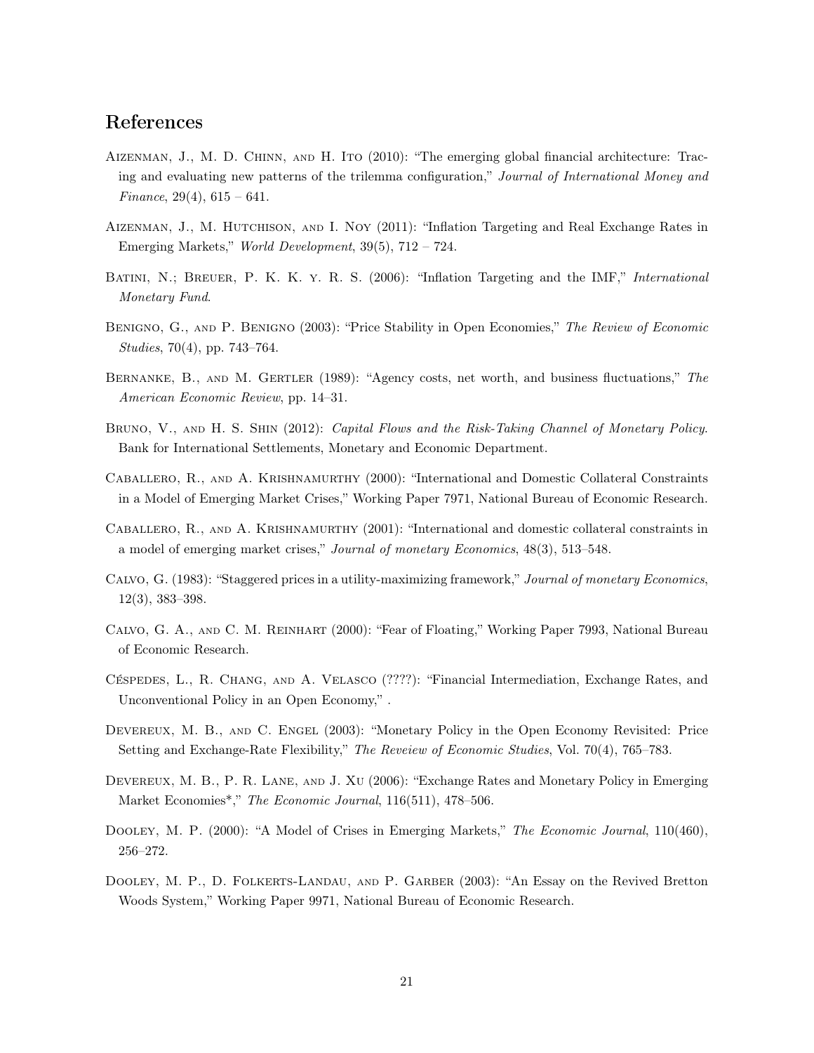## References

Aizenman, J., M. D. Chinn, and H. Ito (2010): "The emerging global financial architecture: Tracing and evaluating new patterns of the trilemma configuration," *Journal of International Money and Finance*, 29(4), 615 – 641.

Aizenman, J., M. Hutchison, and I. Noy (2011): "Inflation Targeting and Real Exchange Rates in Emerging Markets," *World Development*, 39(5), 712 – 724.

Batini, N.; Breuer, P. K. K. y. R. S. (2006): "Inflation Targeting and the IMF," *International Monetary Fund*.

Benigno, G., and P. Benigno (2003): "Price Stability in Open Economies," *The Review of Economic Studies*, 70(4), pp. 743–764.

Bernanke, B., and M. Gertler (1989): "Agency costs, net worth, and business fluctuations," *The American Economic Review*, pp. 14–31.

Bruno, V., and H. S. Shin (2012): *Capital Flows and the Risk-Taking Channel of Monetary Policy*. Bank for International Settlements, Monetary and Economic Department.

Caballero, R., and A. Krishnamurthy (2000): "International and Domestic Collateral Constraints in a Model of Emerging Market Crises," Working Paper 7971, National Bureau of Economic Research.

Caballero, R., and A. Krishnamurthy (2001): "International and domestic collateral constraints in a model of emerging market crises," *Journal of monetary Economics*, 48(3), 513–548.

Calvo, G. (1983): "Staggered prices in a utility-maximizing framework," *Journal of monetary Economics*, 12(3), 383–398.

Calvo, G. A., and C. M. Reinhart (2000): "Fear of Floating," Working Paper 7993, National Bureau of Economic Research.

Céspedes, L., R. Chang, and A. Velasco (????): "Financial Intermediation, Exchange Rates, and Unconventional Policy in an Open Economy," .

Devereux, M. B., and C. Engel (2003): "Monetary Policy in the Open Economy Revisited: Price Setting and Exchange-Rate Flexibility," *The Reveiew of Economic Studies*, Vol. 70(4), 765–783.

Devereux, M. B., P. R. Lane, and J. Xu (2006): "Exchange Rates and Monetary Policy in Emerging Market Economies*," *The Economic Journal*, 116(511), 478–506.

Dooley, M. P. (2000): "A Model of Crises in Emerging Markets," *The Economic Journal*, 110(460), 256–272.

Dooley, M. P., D. Folkerts-Landau, and P. Garber (2003): "An Essay on the Revived Bretton Woods System," Working Paper 9971, National Bureau of Economic Research.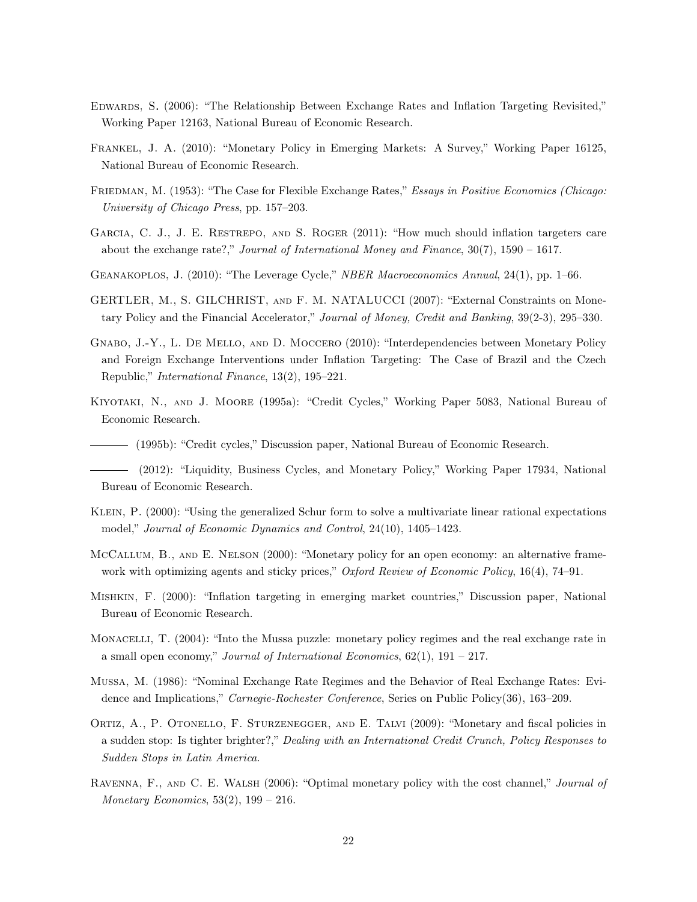Edwards, S. (2006): "The Relationship Between Exchange Rates and Inflation Targeting Revisited," Working Paper 12163, National Bureau of Economic Research.

Frankel, J. A. (2010): "Monetary Policy in Emerging Markets: A Survey," Working Paper 16125, National Bureau of Economic Research.

Friedman, M. (1953): "The Case for Flexible Exchange Rates," *Essays in Positive Economics (Chicago: University of Chicago Press*, pp. 157–203.

Garcia, C. J., J. E. Restrepo, and S. Roger (2011): "How much should inflation targeters care about the exchange rate?," *Journal of International Money and Finance*, 30(7), 1590 – 1617.

Geanakoplos, J. (2010): "The Leverage Cycle," *NBER Macroeconomics Annual*, 24(1), pp. 1–66.

GERTLER, M., S. GILCHRIST, and F. M. NATALUCCI (2007): "External Constraints on Monetary Policy and the Financial Accelerator," *Journal of Money, Credit and Banking*, 39(2-3), 295–330.

Gnabo, J.-Y., L. De Mello, and D. Moccero (2010): "Interdependencies between Monetary Policy and Foreign Exchange Interventions under Inflation Targeting: The Case of Brazil and the Czech Republic," *International Finance*, 13(2), 195–221.

Kiyotaki, N., and J. Moore (1995a): "Credit Cycles," Working Paper 5083, National Bureau of Economic Research.

——— (1995b): "Credit cycles," Discussion paper, National Bureau of Economic Research.

——— (2012): "Liquidity, Business Cycles, and Monetary Policy," Working Paper 17934, National Bureau of Economic Research.

Klein, P. (2000): "Using the generalized Schur form to solve a multivariate linear rational expectations model," *Journal of Economic Dynamics and Control*, 24(10), 1405–1423.

McCallum, B., and E. Nelson (2000): "Monetary policy for an open economy: an alternative framework with optimizing agents and sticky prices," *Oxford Review of Economic Policy*, 16(4), 74–91.

Mishkin, F. (2000): "Inflation targeting in emerging market countries," Discussion paper, National Bureau of Economic Research.

Monacelli, T. (2004): "Into the Mussa puzzle: monetary policy regimes and the real exchange rate in a small open economy," *Journal of International Economics*, 62(1), 191 – 217.

Mussa, M. (1986): "Nominal Exchange Rate Regimes and the Behavior of Real Exchange Rates: Evidence and Implications," *Carnegie-Rochester Conference*, Series on Public Policy(36), 163–209.

Ortiz, A., P. Otonello, F. Sturzenegger, and E. Talvi (2009): "Monetary and fiscal policies in a sudden stop: Is tighter brighter?," *Dealing with an International Credit Crunch, Policy Responses to Sudden Stops in Latin America*.

Ravenna, F., and C. E. Walsh (2006): "Optimal monetary policy with the cost channel," *Journal of Monetary Economics*, 53(2), 199 – 216.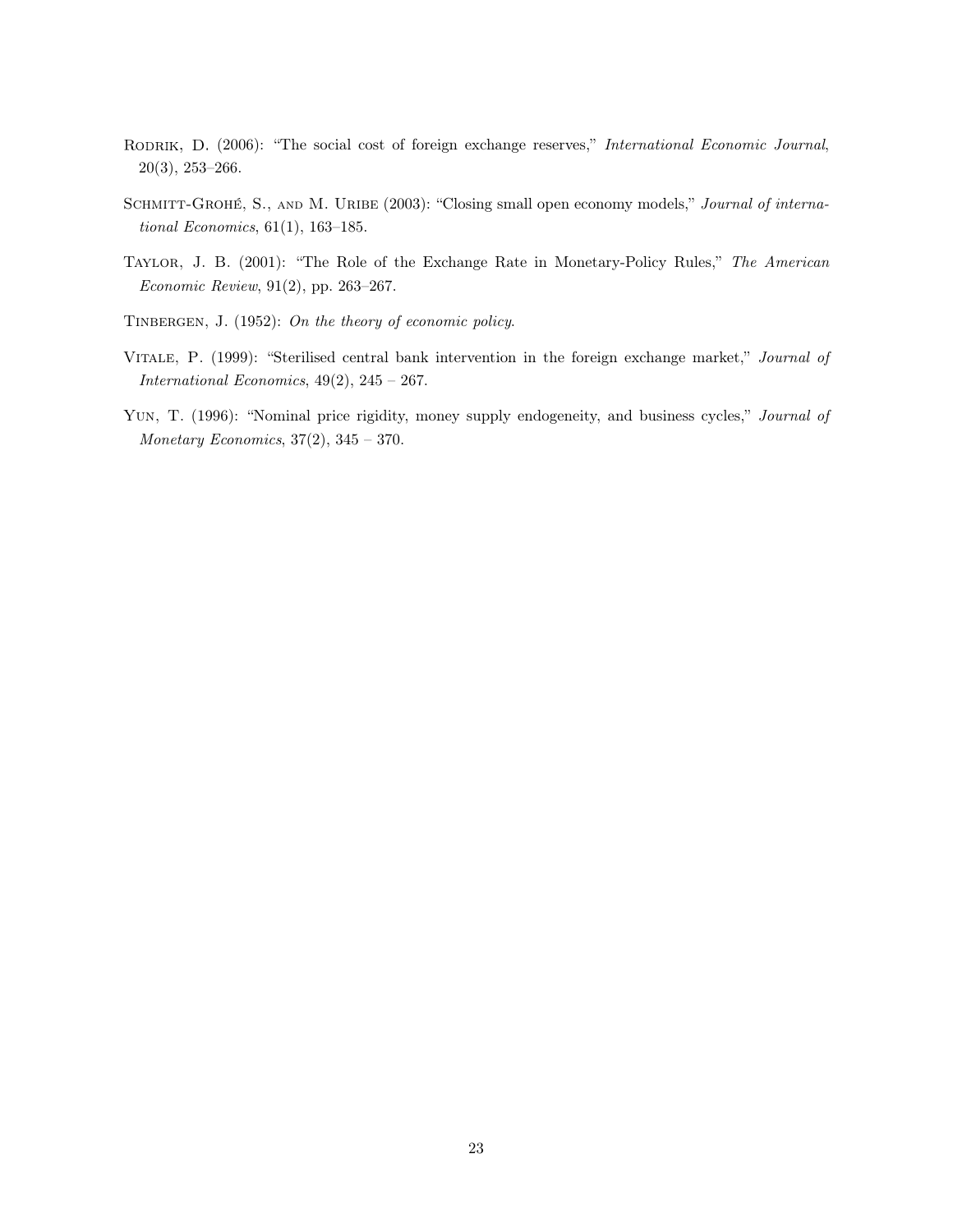Rodrik, D. (2006): "The social cost of foreign exchange reserves," *International Economic Journal*, 20(3), 253–266.

Schmitt-Grohé, S., and M. Uribe (2003): "Closing small open economy models," *Journal of international Economics*, 61(1), 163–185.

Taylor, J. B. (2001): "The Role of the Exchange Rate in Monetary-Policy Rules," *The American Economic Review*, 91(2), pp. 263–267.

Tinbergen, J. (1952): *On the theory of economic policy*.

Vitale, P. (1999): "Sterilised central bank intervention in the foreign exchange market," *Journal of International Economics*, 49(2), 245 – 267.

Yun, T. (1996): "Nominal price rigidity, money supply endogeneity, and business cycles," *Journal of Monetary Economics*, 37(2), 345 – 370.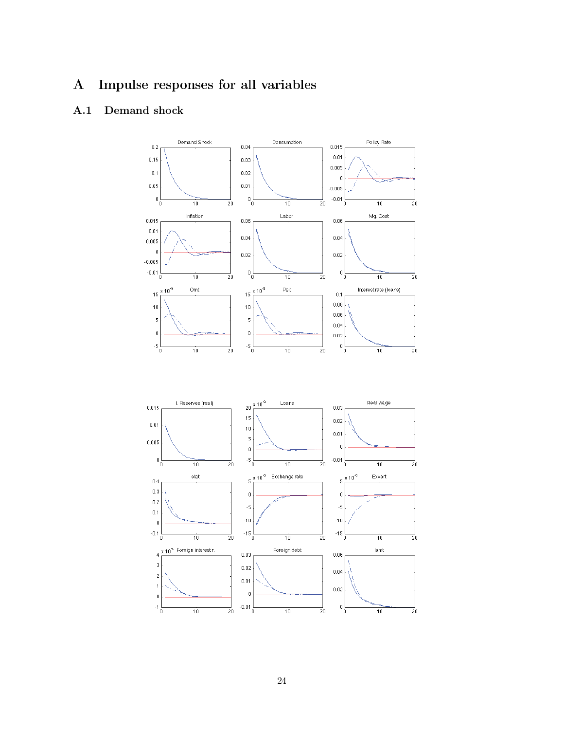# A Impulse responses for all variables

## A.1 Demand shock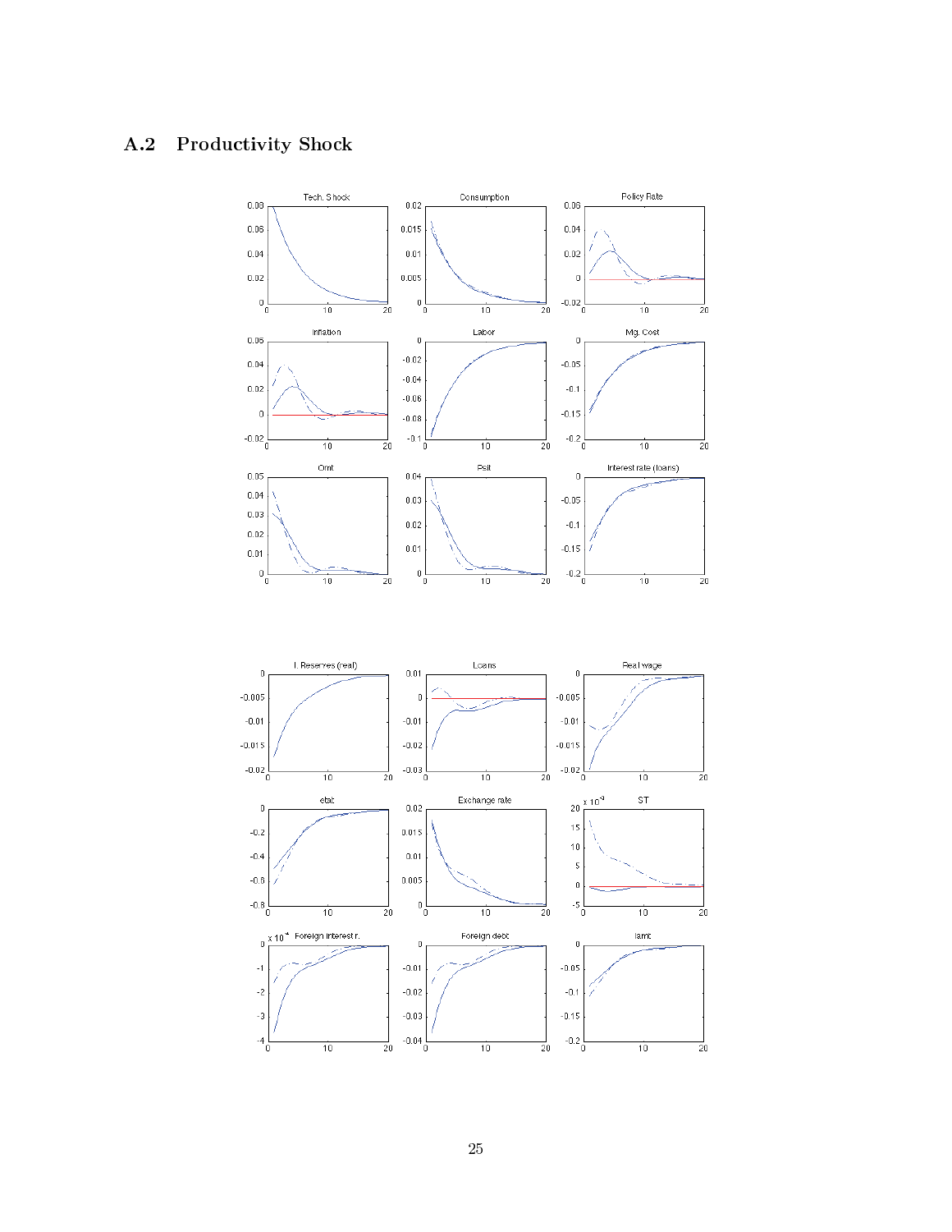## A.2 Productivity Shock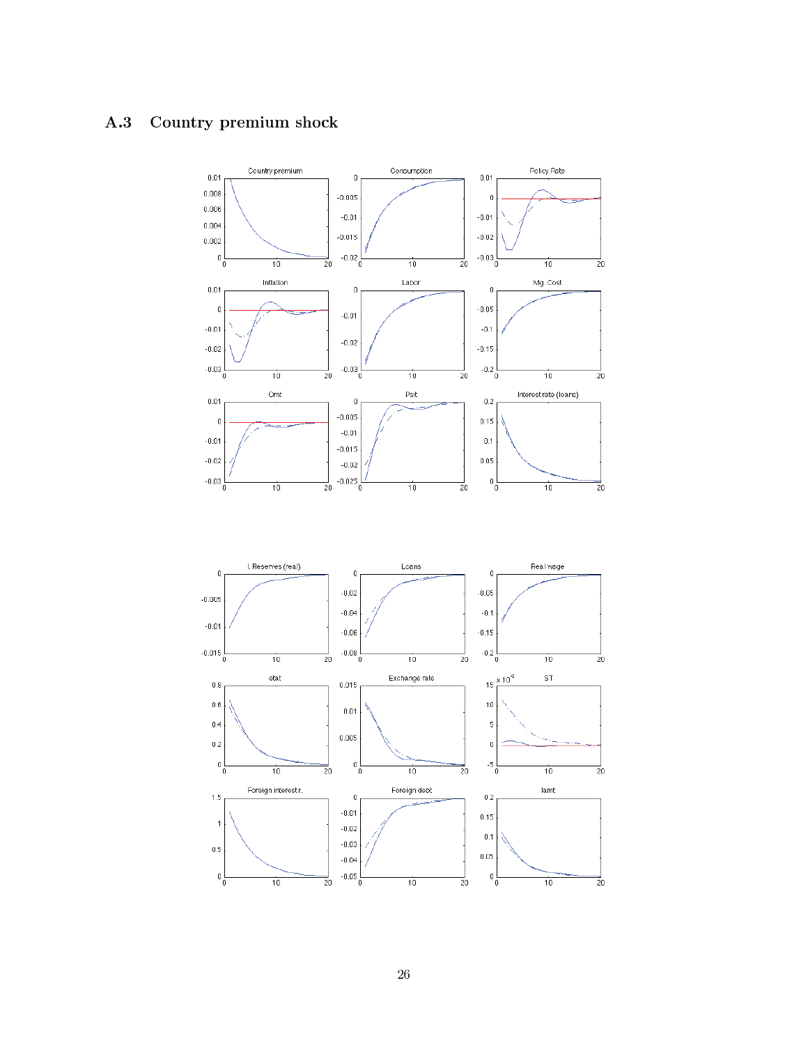## A.3 Country premium shock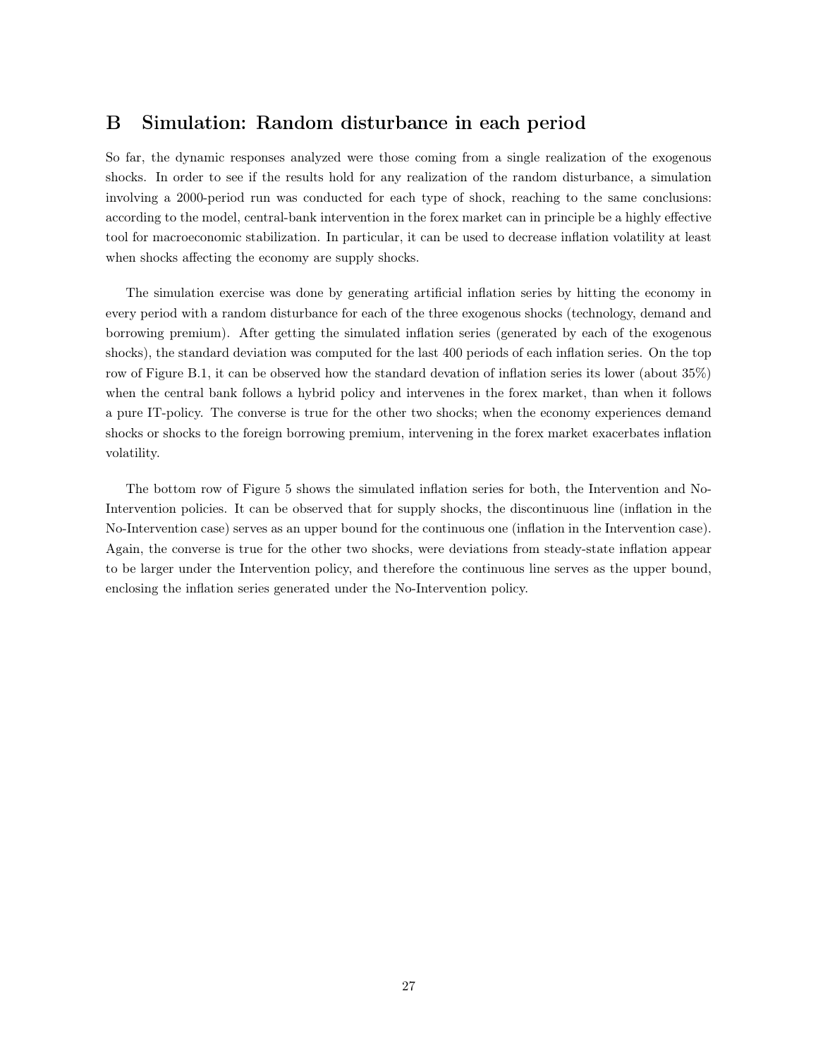# B Simulation: Random disturbance in each period

So far, the dynamic responses analyzed were those coming from a single realization of the exogenous shocks. In order to see if the results hold for any realization of the random disturbance, a simulation involving a 2000-period run was conducted for each type of shock, reaching to the same conclusions: according to the model, central-bank intervention in the forex market can in principle be a highly effective tool for macroeconomic stabilization. In particular, it can be used to decrease inflation volatility at least when shocks affecting the economy are supply shocks.

The simulation exercise was done by generating artificial inflation series by hitting the economy in every period with a random disturbance for each of the three exogenous shocks (technology, demand and borrowing premium). After getting the simulated inflation series (generated by each of the exogenous shocks), the standard deviation was computed for the last 400 periods of each inflation series. On the top row of Figure B.1, it can be observed how the standard devation of inflation series its lower (about 35%) when the central bank follows a hybrid policy and intervenes in the forex market, than when it follows a pure IT-policy. The converse is true for the other two shocks; when the economy experiences demand shocks or shocks to the foreign borrowing premium, intervening in the forex market exacerbates inflation volatility.

The bottom row of Figure 5 shows the simulated inflation series for both, the Intervention and No-Intervention policies. It can be observed that for supply shocks, the discontinuous line (inflation in the No-Intervention case) serves as an upper bound for the continuous one (inflation in the Intervention case). Again, the converse is true for the other two shocks, were deviations from steady-state inflation appear to be larger under the Intervention policy, and therefore the continuous line serves as the upper bound, enclosing the inflation series generated under the No-Intervention policy.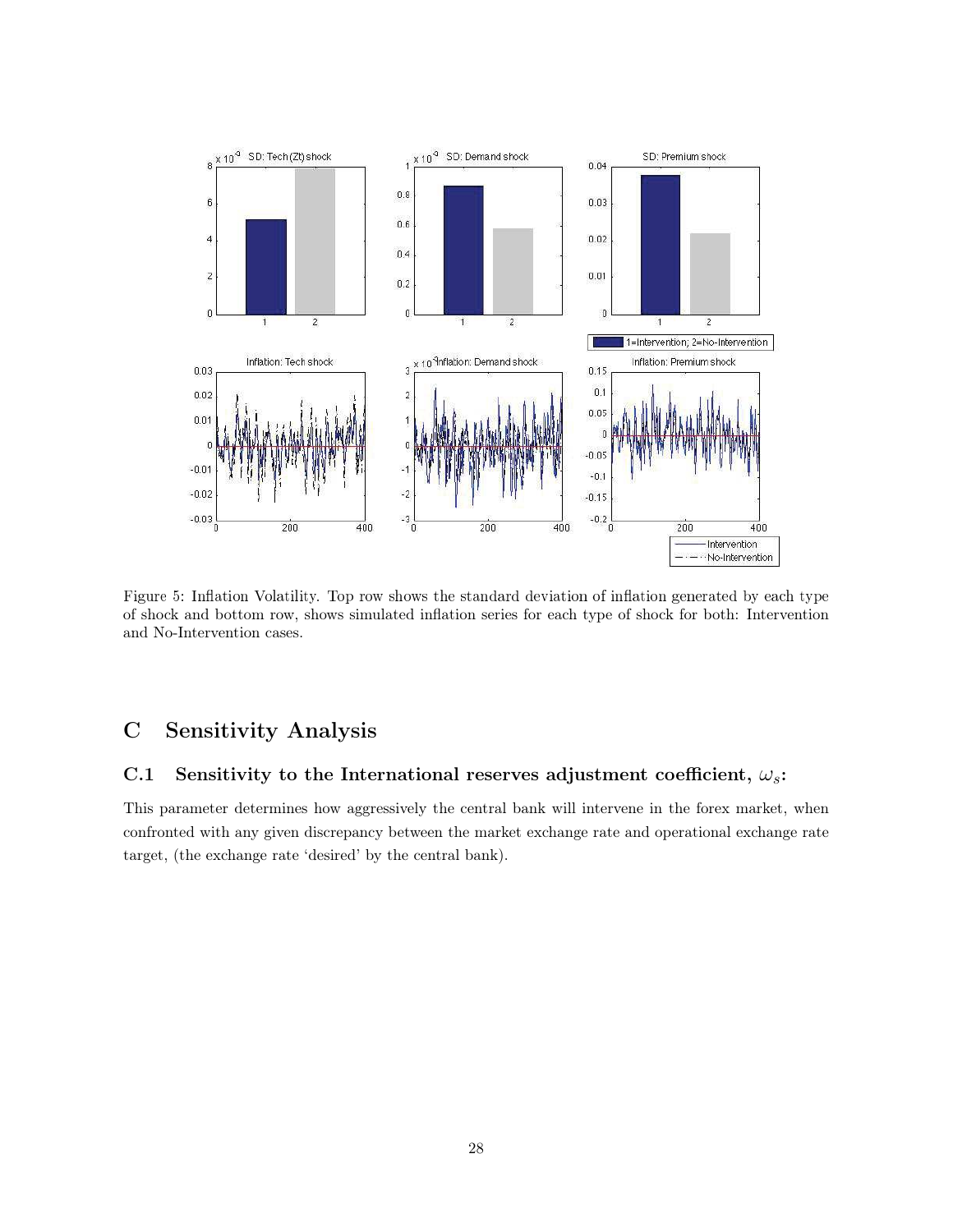Figure 5: Inflation Volatility. Top row shows the standard deviation of inflation generated by each type of shock and bottom row, shows simulated inflation series for each type of shock for both: Intervention and No-Intervention cases.

# C Sensitivity Analysis

## C.1 Sensitivity to the International reserves adjustment coefficient, $\omega_s$:

This parameter determines how aggressively the central bank will intervene in the forex market, when confronted with any given discrepancy between the market exchange rate and operational exchange rate target, (the exchange rate 'desired' by the central bank).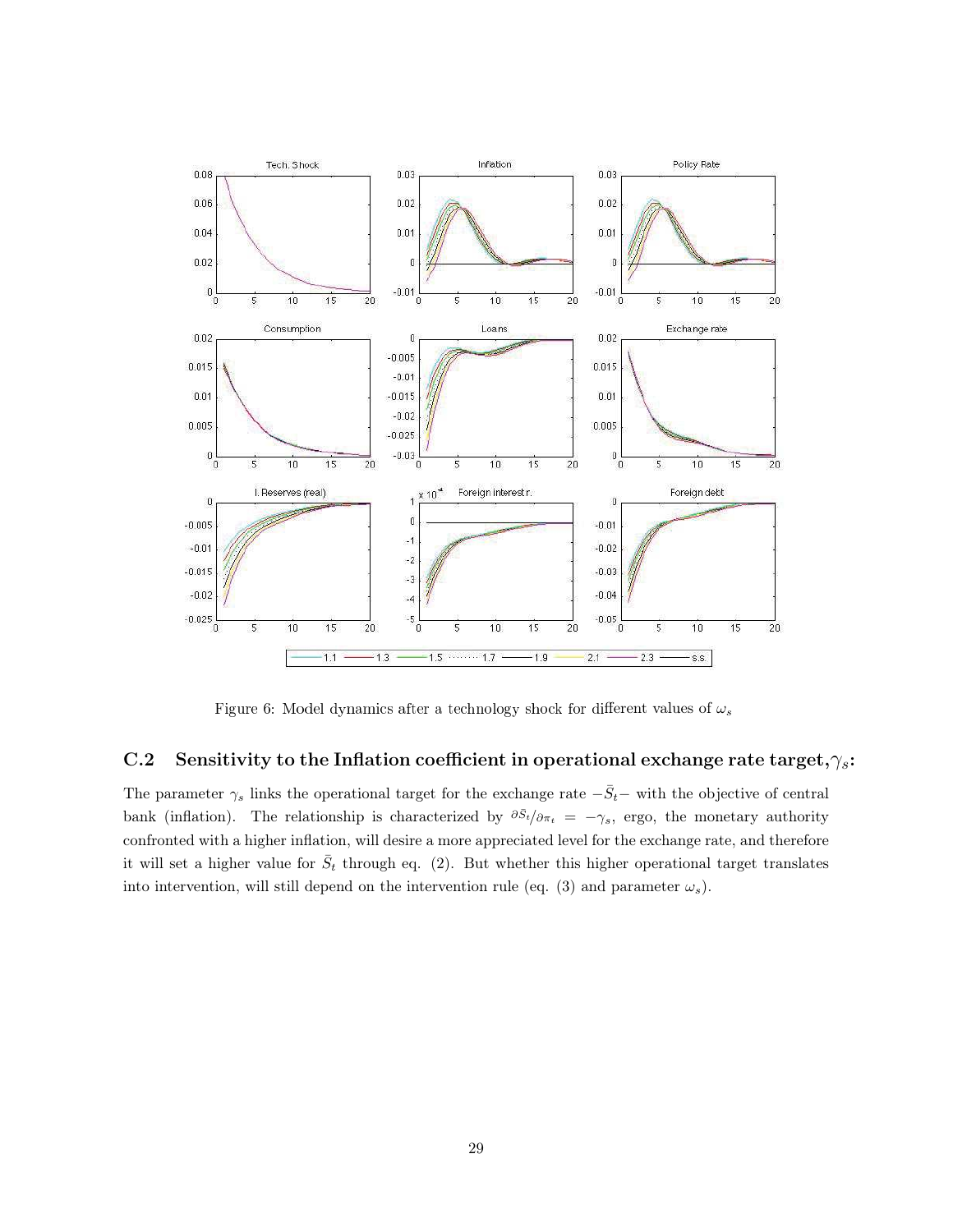Figure 6: Model dynamics after a technology shock for different values of $\omega_s$

### C.2 Sensitivity to the Inflation coefficient in operational exchange rate target, $\gamma_s$:

The parameter $\gamma_s$ links the operational target for the exchange rate $-\bar{S}_t-$ with the objective of central bank (inflation). The relationship is characterized by $\partial \bar{S}_t / \partial \pi_t = -\gamma_s$, ergo, the monetary authority confronted with a higher inflation, will desire a more appreciated level for the exchange rate, and therefore it will set a higher value for $\bar{S}_t$ through eq. (2). But whether this higher operational target translates into intervention, will still depend on the intervention rule (eq. (3) and parameter $\omega_s$).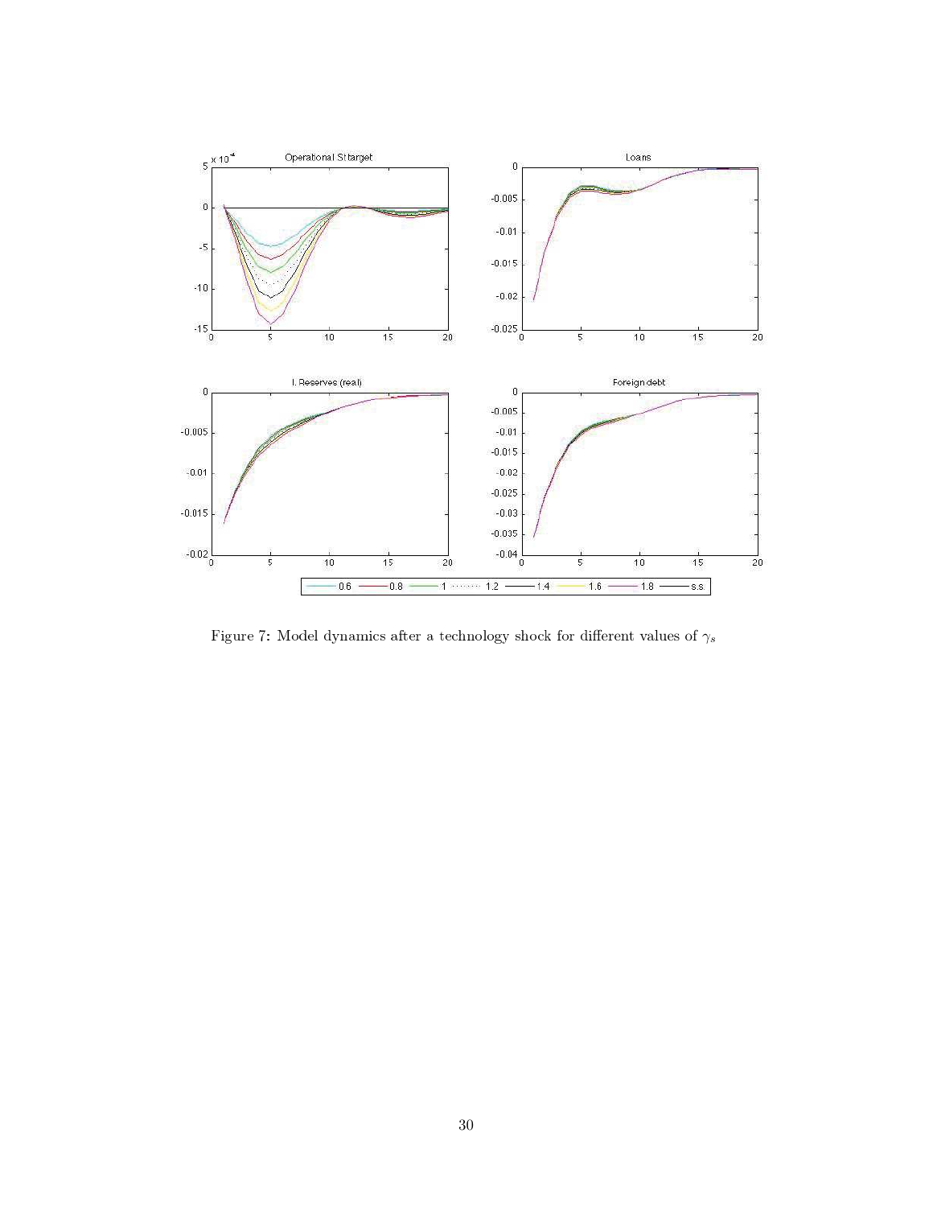Operational St target

x $10^{-4}$

5
0
-5
-10
-15

0 5 10 15 20

Loans

0
-0.005
-0.01
-0.015
-0.02
-0.025

0 5 10 15 20

I. Reserves (real)

0
-0.005
-0.01
-0.015
-0.02

0 5 10 15 20

Foreign debt

0
-0.005
-0.01
-0.015
-0.02
-0.025
-0.03
-0.035
-0.04

0 5 10 15 20

0.6 0.8 1 1.2 1.4 1.6 1.8 s.s.

Figure 7: Model dynamics after a technology shock for different values of $\gamma_s$